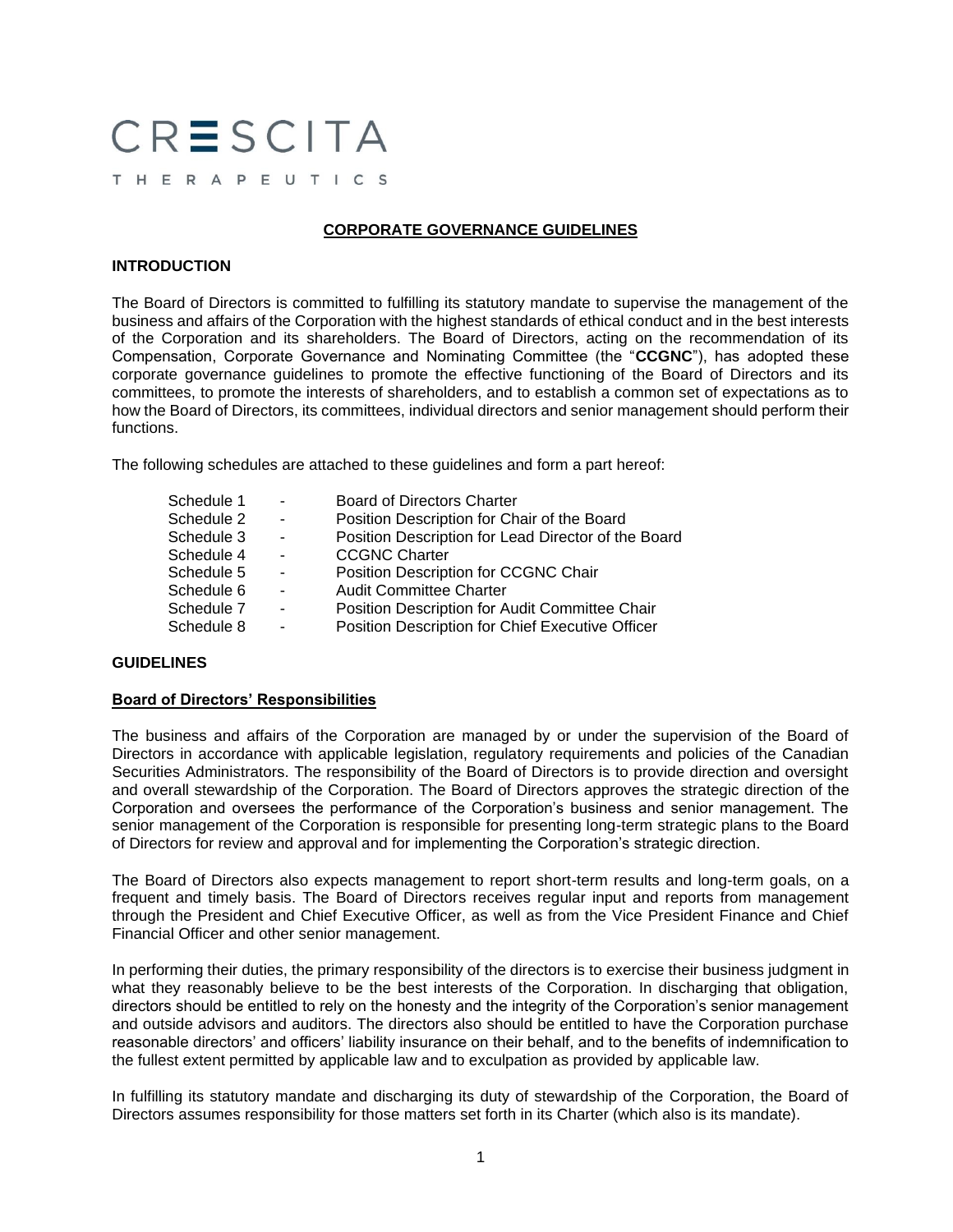CRESCITA

THERAPEUTICS

# CORPORATE GOVERNANCE GUIDELINES

## INTRODUCTION

The Board of Directors is committed to fulfilling its statutory mandate to supervise the management of the business and affairs of the Corporation with the highest standards of ethical conduct and in the best interests of the Corporation and its shareholders. The Board of Directors, acting on the recommendation of its Compensation, Corporate Governance and Nominating Committee (the "**CCGNC**"), has adopted these corporate governance guidelines to promote the effective functioning of the Board of Directors and its committees, to promote the interests of shareholders, and to establish a common set of expectations as to how the Board of Directors, its committees, individual directors and senior management should perform their functions.

The following schedules are attached to these guidelines and form a part hereof:

| | | |
|---|---|---|
| Schedule 1 | - | Board of Directors Charter |
| Schedule 2 | - | Position Description for Chair of the Board |
| Schedule 3 | - | Position Description for Lead Director of the Board |
| Schedule 4 | - | CCGNC Charter |
| Schedule 5 | - | Position Description for CCGNC Chair |
| Schedule 6 | - | Audit Committee Charter |
| Schedule 7 | - | Position Description for Audit Committee Chair |
| Schedule 8 | - | Position Description for Chief Executive Officer |

## GUIDELINES

### Board of Directors' Responsibilities

The business and affairs of the Corporation are managed by or under the supervision of the Board of Directors in accordance with applicable legislation, regulatory requirements and policies of the Canadian Securities Administrators. The responsibility of the Board of Directors is to provide direction and oversight and overall stewardship of the Corporation. The Board of Directors approves the strategic direction of the Corporation and oversees the performance of the Corporation's business and senior management. The senior management of the Corporation is responsible for presenting long-term strategic plans to the Board of Directors for review and approval and for implementing the Corporation's strategic direction.

The Board of Directors also expects management to report short-term results and long-term goals, on a frequent and timely basis. The Board of Directors receives regular input and reports from management through the President and Chief Executive Officer, as well as from the Vice President Finance and Chief Financial Officer and other senior management.

In performing their duties, the primary responsibility of the directors is to exercise their business judgment in what they reasonably believe to be the best interests of the Corporation. In discharging that obligation, directors should be entitled to rely on the honesty and the integrity of the Corporation's senior management and outside advisors and auditors. The directors also should be entitled to have the Corporation purchase reasonable directors' and officers' liability insurance on their behalf, and to the benefits of indemnification to the fullest extent permitted by applicable law and to exculpation as provided by applicable law.

In fulfilling its statutory mandate and discharging its duty of stewardship of the Corporation, the Board of Directors assumes responsibility for those matters set forth in its Charter (which also is its mandate).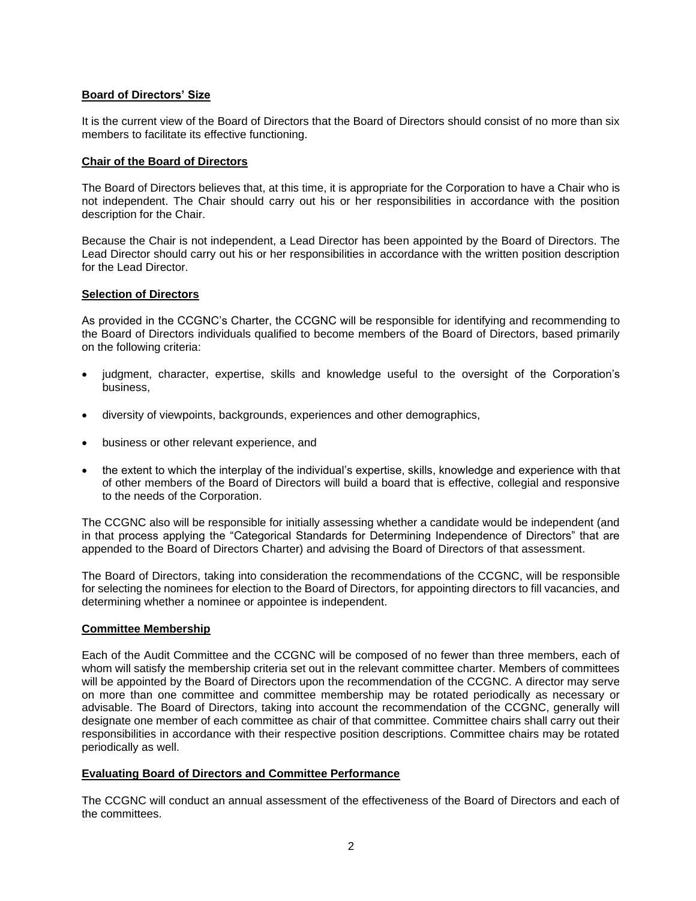## Board of Directors' Size

It is the current view of the Board of Directors that the Board of Directors should consist of no more than six members to facilitate its effective functioning.

## Chair of the Board of Directors

The Board of Directors believes that, at this time, it is appropriate for the Corporation to have a Chair who is not independent. The Chair should carry out his or her responsibilities in accordance with the position description for the Chair.

Because the Chair is not independent, a Lead Director has been appointed by the Board of Directors. The Lead Director should carry out his or her responsibilities in accordance with the written position description for the Lead Director.

## Selection of Directors

As provided in the CCGNC's Charter, the CCGNC will be responsible for identifying and recommending to the Board of Directors individuals qualified to become members of the Board of Directors, based primarily on the following criteria:

- judgment, character, expertise, skills and knowledge useful to the oversight of the Corporation's business,
- diversity of viewpoints, backgrounds, experiences and other demographics,
- business or other relevant experience, and
- the extent to which the interplay of the individual's expertise, skills, knowledge and experience with that of other members of the Board of Directors will build a board that is effective, collegial and responsive to the needs of the Corporation.

The CCGNC also will be responsible for initially assessing whether a candidate would be independent (and in that process applying the "Categorical Standards for Determining Independence of Directors" that are appended to the Board of Directors Charter) and advising the Board of Directors of that assessment.

The Board of Directors, taking into consideration the recommendations of the CCGNC, will be responsible for selecting the nominees for election to the Board of Directors, for appointing directors to fill vacancies, and determining whether a nominee or appointee is independent.

## Committee Membership

Each of the Audit Committee and the CCGNC will be composed of no fewer than three members, each of whom will satisfy the membership criteria set out in the relevant committee charter. Members of committees will be appointed by the Board of Directors upon the recommendation of the CCGNC. A director may serve on more than one committee and committee membership may be rotated periodically as necessary or advisable. The Board of Directors, taking into account the recommendation of the CCGNC, generally will designate one member of each committee as chair of that committee. Committee chairs shall carry out their responsibilities in accordance with their respective position descriptions. Committee chairs may be rotated periodically as well.

## Evaluating Board of Directors and Committee Performance

The CCGNC will conduct an annual assessment of the effectiveness of the Board of Directors and each of the committees.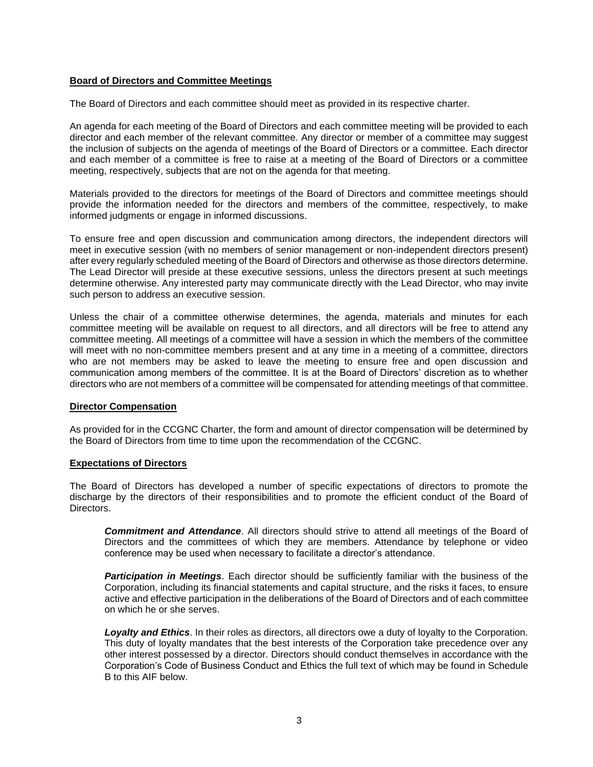**Board of Directors and Committee Meetings**

The Board of Directors and each committee should meet as provided in its respective charter.

An agenda for each meeting of the Board of Directors and each committee meeting will be provided to each director and each member of the relevant committee. Any director or member of a committee may suggest the inclusion of subjects on the agenda of meetings of the Board of Directors or a committee. Each director and each member of a committee is free to raise at a meeting of the Board of Directors or a committee meeting, respectively, subjects that are not on the agenda for that meeting.

Materials provided to the directors for meetings of the Board of Directors and committee meetings should provide the information needed for the directors and members of the committee, respectively, to make informed judgments or engage in informed discussions.

To ensure free and open discussion and communication among directors, the independent directors will meet in executive session (with no members of senior management or non-independent directors present) after every regularly scheduled meeting of the Board of Directors and otherwise as those directors determine. The Lead Director will preside at these executive sessions, unless the directors present at such meetings determine otherwise. Any interested party may communicate directly with the Lead Director, who may invite such person to address an executive session.

Unless the chair of a committee otherwise determines, the agenda, materials and minutes for each committee meeting will be available on request to all directors, and all directors will be free to attend any committee meeting. All meetings of a committee will have a session in which the members of the committee will meet with no non-committee members present and at any time in a meeting of a committee, directors who are not members may be asked to leave the meeting to ensure free and open discussion and communication among members of the committee. It is at the Board of Directors' discretion as to whether directors who are not members of a committee will be compensated for attending meetings of that committee.

**Director Compensation**

As provided for in the CCGNC Charter, the form and amount of director compensation will be determined by the Board of Directors from time to time upon the recommendation of the CCGNC.

**Expectations of Directors**

The Board of Directors has developed a number of specific expectations of directors to promote the discharge by the directors of their responsibilities and to promote the efficient conduct of the Board of Directors.

***Commitment and Attendance***. All directors should strive to attend all meetings of the Board of Directors and the committees of which they are members. Attendance by telephone or video conference may be used when necessary to facilitate a director's attendance.

***Participation in Meetings***. Each director should be sufficiently familiar with the business of the Corporation, including its financial statements and capital structure, and the risks it faces, to ensure active and effective participation in the deliberations of the Board of Directors and of each committee on which he or she serves.

***Loyalty and Ethics***. In their roles as directors, all directors owe a duty of loyalty to the Corporation. This duty of loyalty mandates that the best interests of the Corporation take precedence over any other interest possessed by a director. Directors should conduct themselves in accordance with the Corporation's Code of Business Conduct and Ethics the full text of which may be found in Schedule B to this AIF below.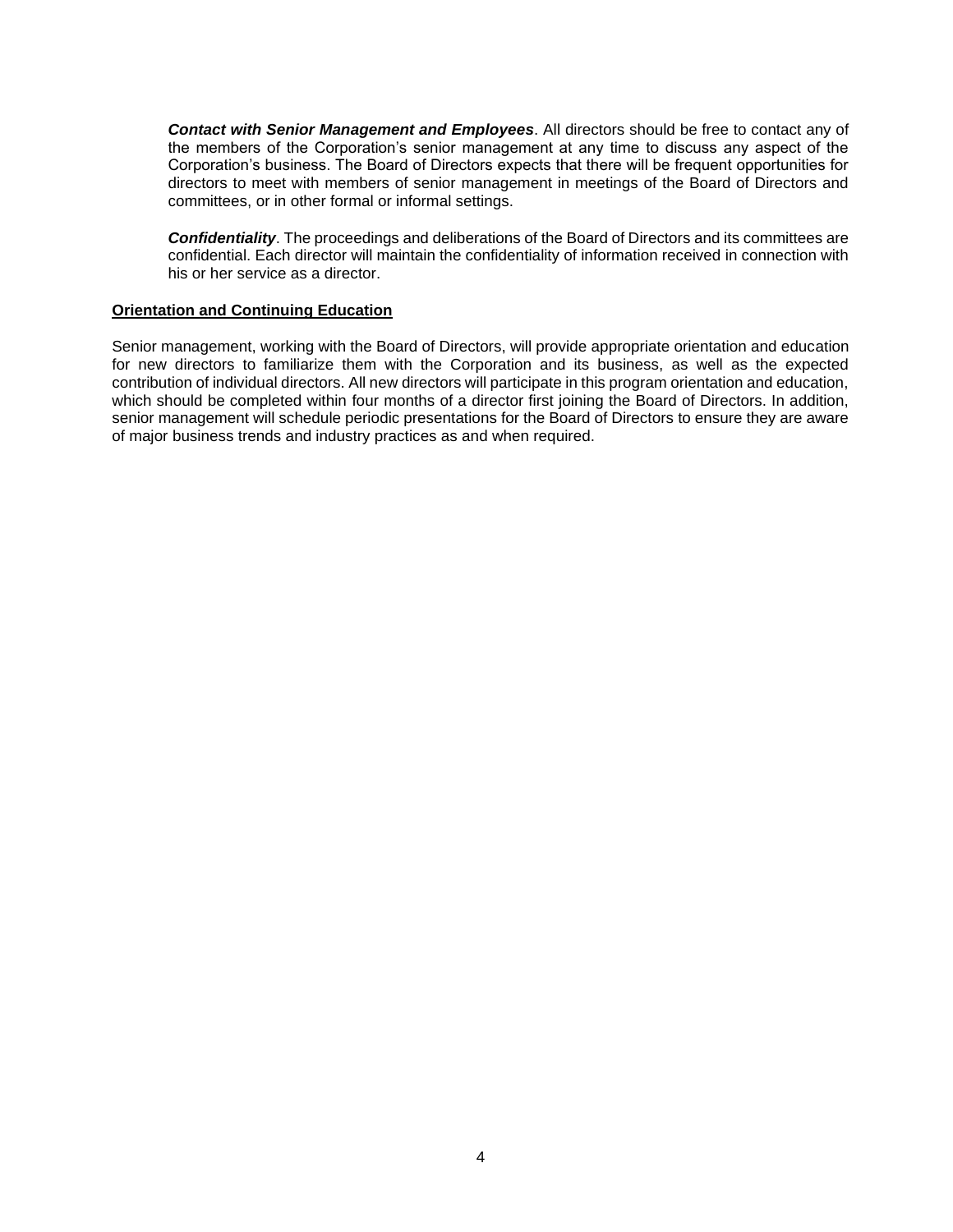***Contact with Senior Management and Employees***. All directors should be free to contact any of the members of the Corporation's senior management at any time to discuss any aspect of the Corporation's business. The Board of Directors expects that there will be frequent opportunities for directors to meet with members of senior management in meetings of the Board of Directors and committees, or in other formal or informal settings.

***Confidentiality***. The proceedings and deliberations of the Board of Directors and its committees are confidential. Each director will maintain the confidentiality of information received in connection with his or her service as a director.

**Orientation and Continuing Education**

Senior management, working with the Board of Directors, will provide appropriate orientation and education for new directors to familiarize them with the Corporation and its business, as well as the expected contribution of individual directors. All new directors will participate in this program orientation and education, which should be completed within four months of a director first joining the Board of Directors. In addition, senior management will schedule periodic presentations for the Board of Directors to ensure they are aware of major business trends and industry practices as and when required.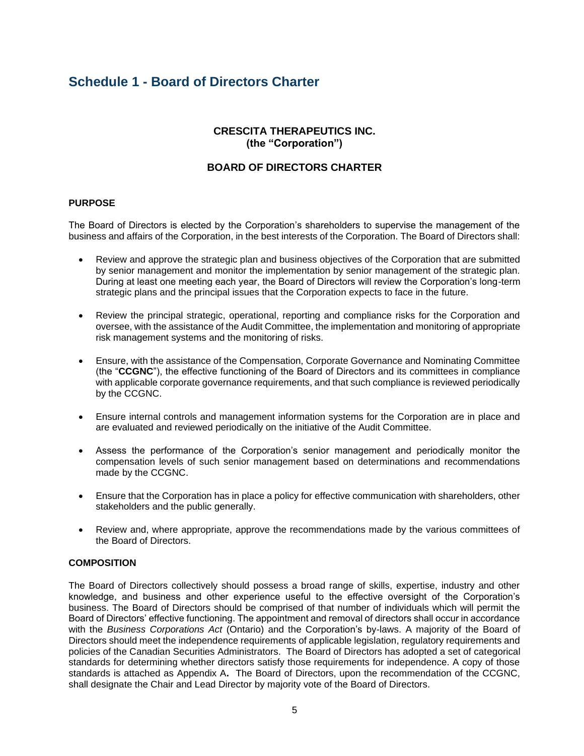## Schedule 1 - Board of Directors Charter

**CRESCITA THERAPEUTICS INC.**
**(the "Corporation")**

**BOARD OF DIRECTORS CHARTER**

**PURPOSE**

The Board of Directors is elected by the Corporation's shareholders to supervise the management of the business and affairs of the Corporation, in the best interests of the Corporation. The Board of Directors shall:

- Review and approve the strategic plan and business objectives of the Corporation that are submitted by senior management and monitor the implementation by senior management of the strategic plan. During at least one meeting each year, the Board of Directors will review the Corporation's long-term strategic plans and the principal issues that the Corporation expects to face in the future.

- Review the principal strategic, operational, reporting and compliance risks for the Corporation and oversee, with the assistance of the Audit Committee, the implementation and monitoring of appropriate risk management systems and the monitoring of risks.

- Ensure, with the assistance of the Compensation, Corporate Governance and Nominating Committee (the "**CCGNC**"), the effective functioning of the Board of Directors and its committees in compliance with applicable corporate governance requirements, and that such compliance is reviewed periodically by the CCGNC.

- Ensure internal controls and management information systems for the Corporation are in place and are evaluated and reviewed periodically on the initiative of the Audit Committee.

- Assess the performance of the Corporation's senior management and periodically monitor the compensation levels of such senior management based on determinations and recommendations made by the CCGNC.

- Ensure that the Corporation has in place a policy for effective communication with shareholders, other stakeholders and the public generally.

- Review and, where appropriate, approve the recommendations made by the various committees of the Board of Directors.

**COMPOSITION**

The Board of Directors collectively should possess a broad range of skills, expertise, industry and other knowledge, and business and other experience useful to the effective oversight of the Corporation's business. The Board of Directors should be comprised of that number of individuals which will permit the Board of Directors' effective functioning. The appointment and removal of directors shall occur in accordance with the *Business Corporations Act* (Ontario) and the Corporation's by-laws. A majority of the Board of Directors should meet the independence requirements of applicable legislation, regulatory requirements and policies of the Canadian Securities Administrators. The Board of Directors has adopted a set of categorical standards for determining whether directors satisfy those requirements for independence. A copy of those standards is attached as Appendix A. The Board of Directors, upon the recommendation of the CCGNC, shall designate the Chair and Lead Director by majority vote of the Board of Directors.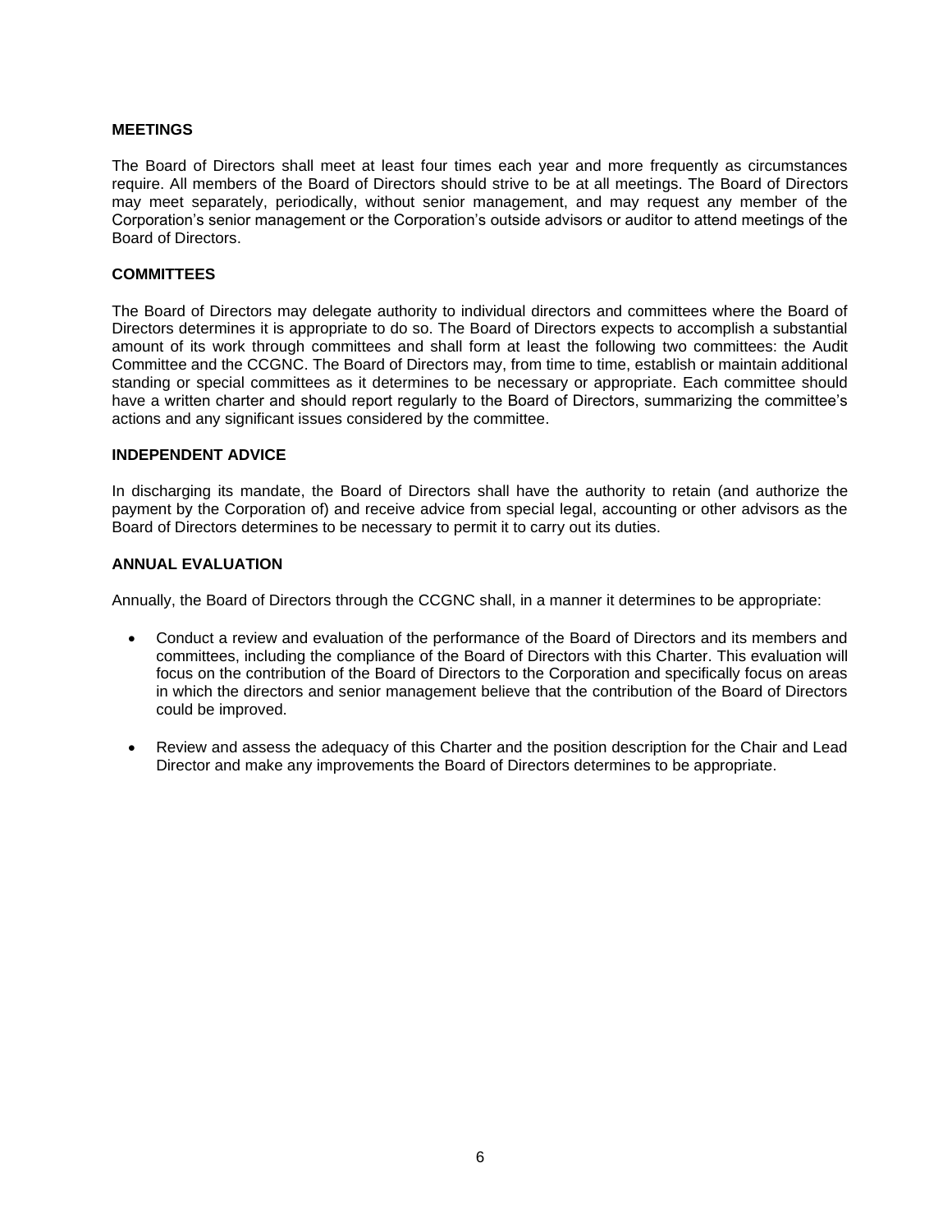## MEETINGS

The Board of Directors shall meet at least four times each year and more frequently as circumstances require. All members of the Board of Directors should strive to be at all meetings. The Board of Directors may meet separately, periodically, without senior management, and may request any member of the Corporation's senior management or the Corporation's outside advisors or auditor to attend meetings of the Board of Directors.

## COMMITTEES

The Board of Directors may delegate authority to individual directors and committees where the Board of Directors determines it is appropriate to do so. The Board of Directors expects to accomplish a substantial amount of its work through committees and shall form at least the following two committees: the Audit Committee and the CCGNC. The Board of Directors may, from time to time, establish or maintain additional standing or special committees as it determines to be necessary or appropriate. Each committee should have a written charter and should report regularly to the Board of Directors, summarizing the committee's actions and any significant issues considered by the committee.

## INDEPENDENT ADVICE

In discharging its mandate, the Board of Directors shall have the authority to retain (and authorize the payment by the Corporation of) and receive advice from special legal, accounting or other advisors as the Board of Directors determines to be necessary to permit it to carry out its duties.

## ANNUAL EVALUATION

Annually, the Board of Directors through the CCGNC shall, in a manner it determines to be appropriate:

- Conduct a review and evaluation of the performance of the Board of Directors and its members and committees, including the compliance of the Board of Directors with this Charter. This evaluation will focus on the contribution of the Board of Directors to the Corporation and specifically focus on areas in which the directors and senior management believe that the contribution of the Board of Directors could be improved.
- Review and assess the adequacy of this Charter and the position description for the Chair and Lead Director and make any improvements the Board of Directors determines to be appropriate.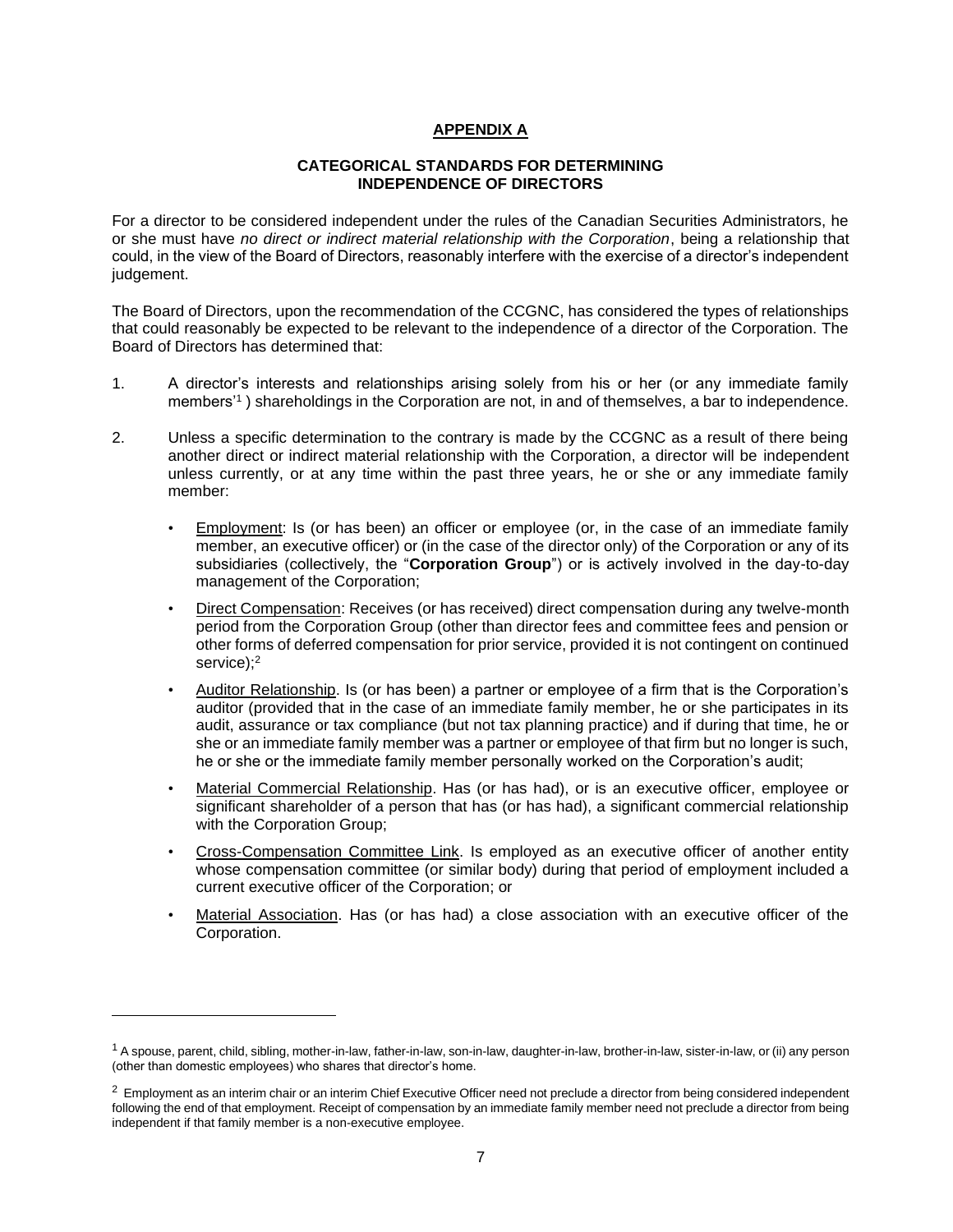## APPENDIX A

### CATEGORICAL STANDARDS FOR DETERMINING INDEPENDENCE OF DIRECTORS

For a director to be considered independent under the rules of the Canadian Securities Administrators, he or she must have *no direct or indirect material relationship with the Corporation*, being a relationship that could, in the view of the Board of Directors, reasonably interfere with the exercise of a director's independent judgement.

The Board of Directors, upon the recommendation of the CCGNC, has considered the types of relationships that could reasonably be expected to be relevant to the independence of a director of the Corporation. The Board of Directors has determined that:

1. A director's interests and relationships arising solely from his or her (or any immediate family members'[1] ) shareholdings in the Corporation are not, in and of themselves, a bar to independence.

2. Unless a specific determination to the contrary is made by the CCGNC as a result of there being another direct or indirect material relationship with the Corporation, a director will be independent unless currently, or at any time within the past three years, he or she or any immediate family member:

   - Employment: Is (or has been) an officer or employee (or, in the case of an immediate family member, an executive officer) or (in the case of the director only) of the Corporation or any of its subsidiaries (collectively, the "**Corporation Group**") or is actively involved in the day-to-day management of the Corporation;
   - Direct Compensation: Receives (or has received) direct compensation during any twelve-month period from the Corporation Group (other than director fees and committee fees and pension or other forms of deferred compensation for prior service, provided it is not contingent on continued service);[2]
   - Auditor Relationship. Is (or has been) a partner or employee of a firm that is the Corporation's auditor (provided that in the case of an immediate family member, he or she participates in its audit, assurance or tax compliance (but not tax planning practice) and if during that time, he or she or an immediate family member was a partner or employee of that firm but no longer is such, he or she or the immediate family member personally worked on the Corporation's audit;
   - Material Commercial Relationship. Has (or has had), or is an executive officer, employee or significant shareholder of a person that has (or has had), a significant commercial relationship with the Corporation Group;
   - Cross-Compensation Committee Link. Is employed as an executive officer of another entity whose compensation committee (or similar body) during that period of employment included a current executive officer of the Corporation; or
   - Material Association. Has (or has had) a close association with an executive officer of the Corporation.

---

[1] A spouse, parent, child, sibling, mother-in-law, father-in-law, son-in-law, daughter-in-law, brother-in-law, sister-in-law, or (ii) any person (other than domestic employees) who shares that director's home.

[2] Employment as an interim chair or an interim Chief Executive Officer need not preclude a director from being considered independent following the end of that employment. Receipt of compensation by an immediate family member need not preclude a director from being independent if that family member is a non-executive employee.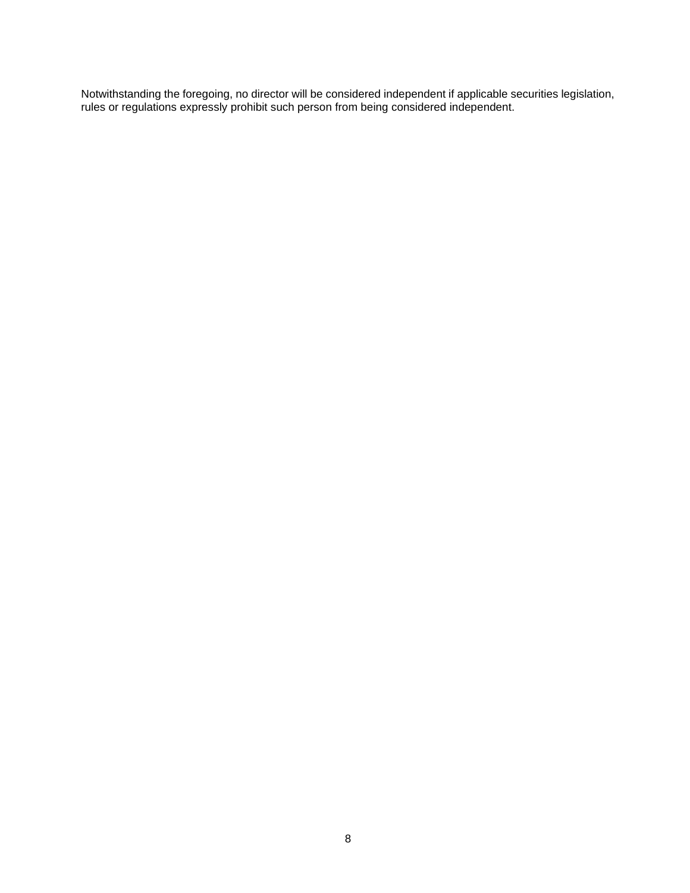Notwithstanding the foregoing, no director will be considered independent if applicable securities legislation, rules or regulations expressly prohibit such person from being considered independent.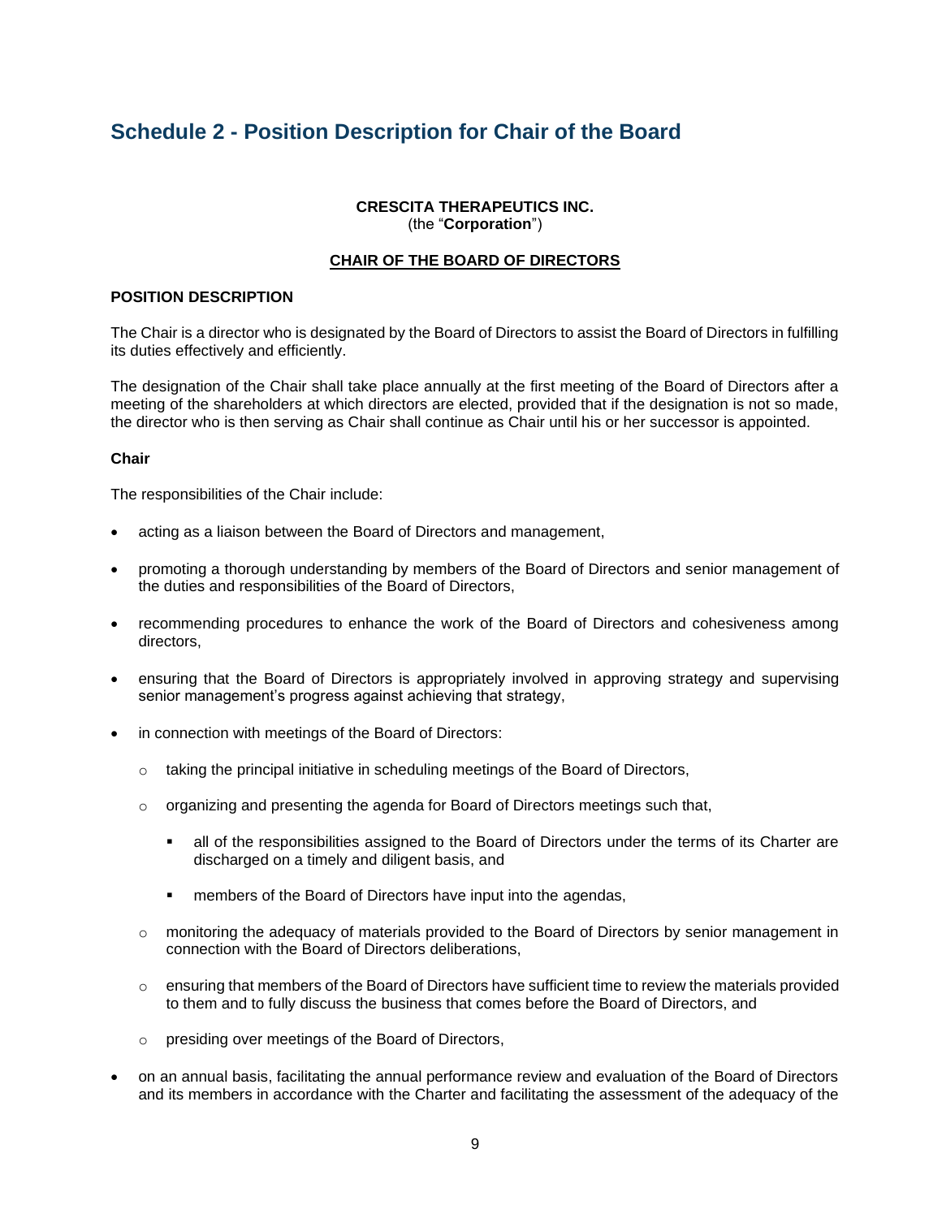## Schedule 2 - Position Description for Chair of the Board

**CRESCITA THERAPEUTICS INC.**
(the "**Corporation**")

**CHAIR OF THE BOARD OF DIRECTORS**

### POSITION DESCRIPTION

The Chair is a director who is designated by the Board of Directors to assist the Board of Directors in fulfilling its duties effectively and efficiently.

The designation of the Chair shall take place annually at the first meeting of the Board of Directors after a meeting of the shareholders at which directors are elected, provided that if the designation is not so made, the director who is then serving as Chair shall continue as Chair until his or her successor is appointed.

### Chair

The responsibilities of the Chair include:

- acting as a liaison between the Board of Directors and management,
- promoting a thorough understanding by members of the Board of Directors and senior management of the duties and responsibilities of the Board of Directors,
- recommending procedures to enhance the work of the Board of Directors and cohesiveness among directors,
- ensuring that the Board of Directors is appropriately involved in approving strategy and supervising senior management's progress against achieving that strategy,
- in connection with meetings of the Board of Directors:
  - taking the principal initiative in scheduling meetings of the Board of Directors,
  - organizing and presenting the agenda for Board of Directors meetings such that,
    - all of the responsibilities assigned to the Board of Directors under the terms of its Charter are discharged on a timely and diligent basis, and
    - members of the Board of Directors have input into the agendas,
  - monitoring the adequacy of materials provided to the Board of Directors by senior management in connection with the Board of Directors deliberations,
  - ensuring that members of the Board of Directors have sufficient time to review the materials provided to them and to fully discuss the business that comes before the Board of Directors, and
  - presiding over meetings of the Board of Directors,
- on an annual basis, facilitating the annual performance review and evaluation of the Board of Directors and its members in accordance with the Charter and facilitating the assessment of the adequacy of the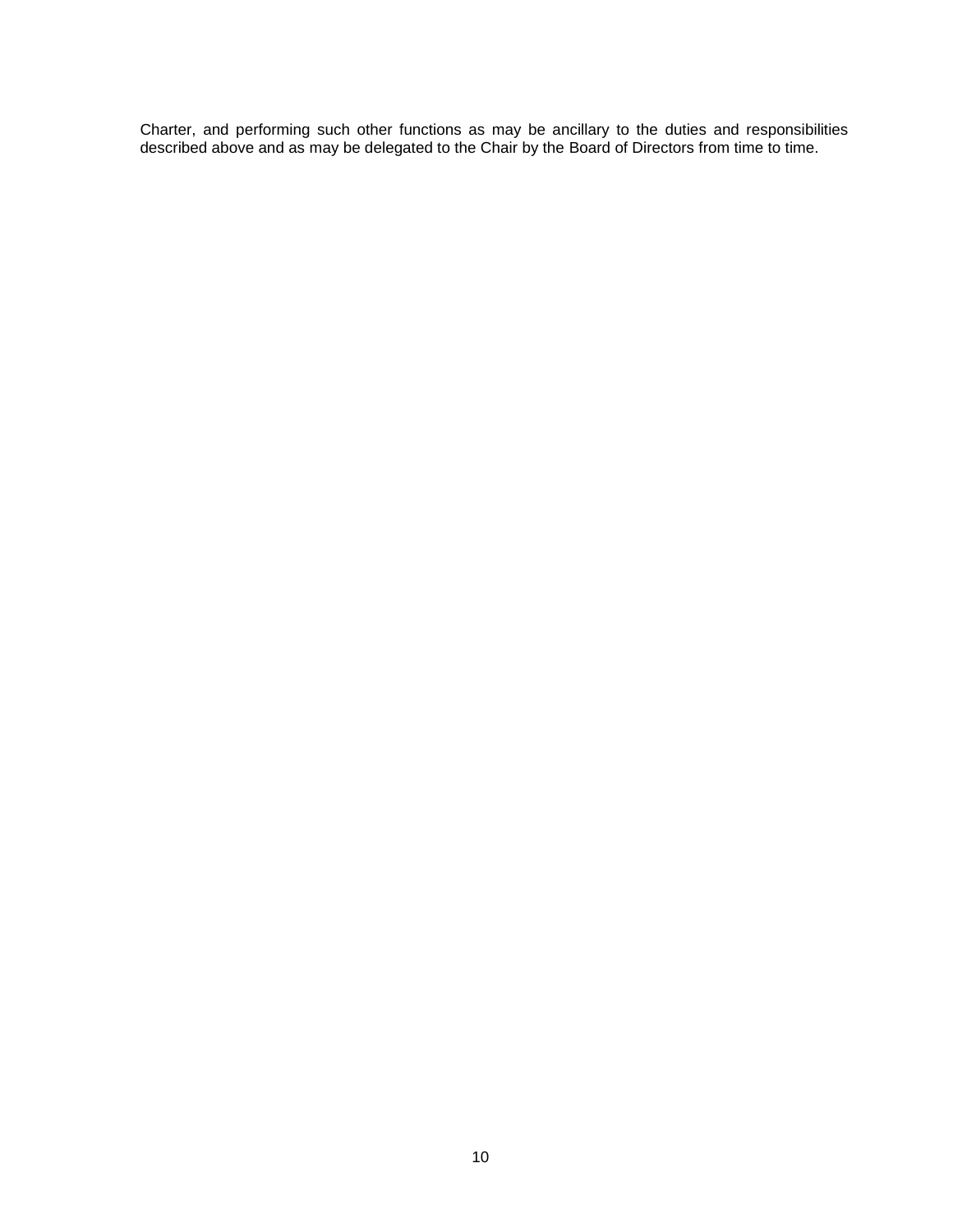Charter, and performing such other functions as may be ancillary to the duties and responsibilities described above and as may be delegated to the Chair by the Board of Directors from time to time.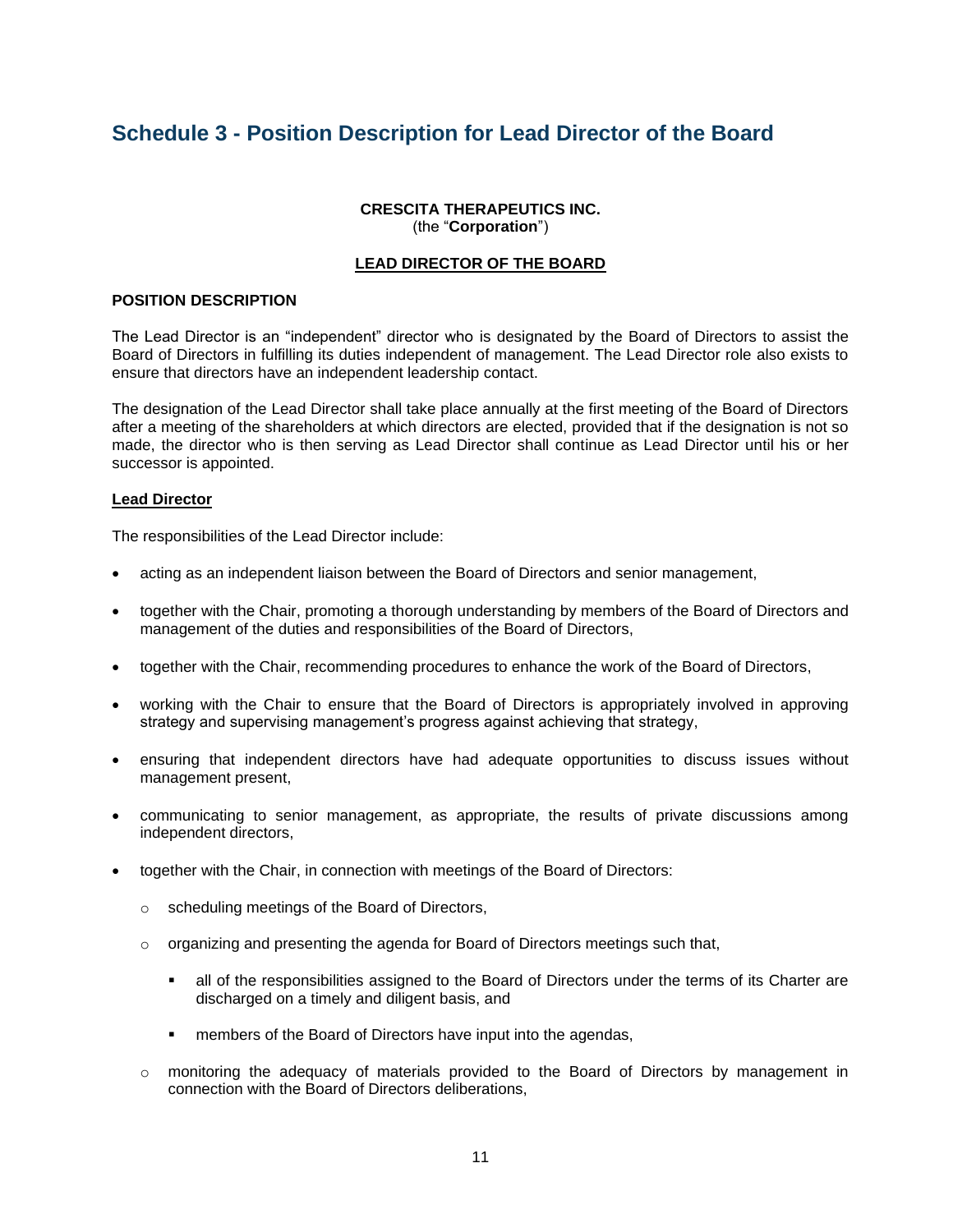# Schedule 3 - Position Description for Lead Director of the Board

**CRESCITA THERAPEUTICS INC.**
(the "**Corporation**")

**LEAD DIRECTOR OF THE BOARD**

**POSITION DESCRIPTION**

The Lead Director is an "independent" director who is designated by the Board of Directors to assist the Board of Directors in fulfilling its duties independent of management. The Lead Director role also exists to ensure that directors have an independent leadership contact.

The designation of the Lead Director shall take place annually at the first meeting of the Board of Directors after a meeting of the shareholders at which directors are elected, provided that if the designation is not so made, the director who is then serving as Lead Director shall continue as Lead Director until his or her successor is appointed.

**Lead Director**

The responsibilities of the Lead Director include:

- acting as an independent liaison between the Board of Directors and senior management,
- together with the Chair, promoting a thorough understanding by members of the Board of Directors and management of the duties and responsibilities of the Board of Directors,
- together with the Chair, recommending procedures to enhance the work of the Board of Directors,
- working with the Chair to ensure that the Board of Directors is appropriately involved in approving strategy and supervising management's progress against achieving that strategy,
- ensuring that independent directors have had adequate opportunities to discuss issues without management present,
- communicating to senior management, as appropriate, the results of private discussions among independent directors,
- together with the Chair, in connection with meetings of the Board of Directors:
  - scheduling meetings of the Board of Directors,
  - organizing and presenting the agenda for Board of Directors meetings such that,
    - all of the responsibilities assigned to the Board of Directors under the terms of its Charter are discharged on a timely and diligent basis, and
    - members of the Board of Directors have input into the agendas,
  - monitoring the adequacy of materials provided to the Board of Directors by management in connection with the Board of Directors deliberations,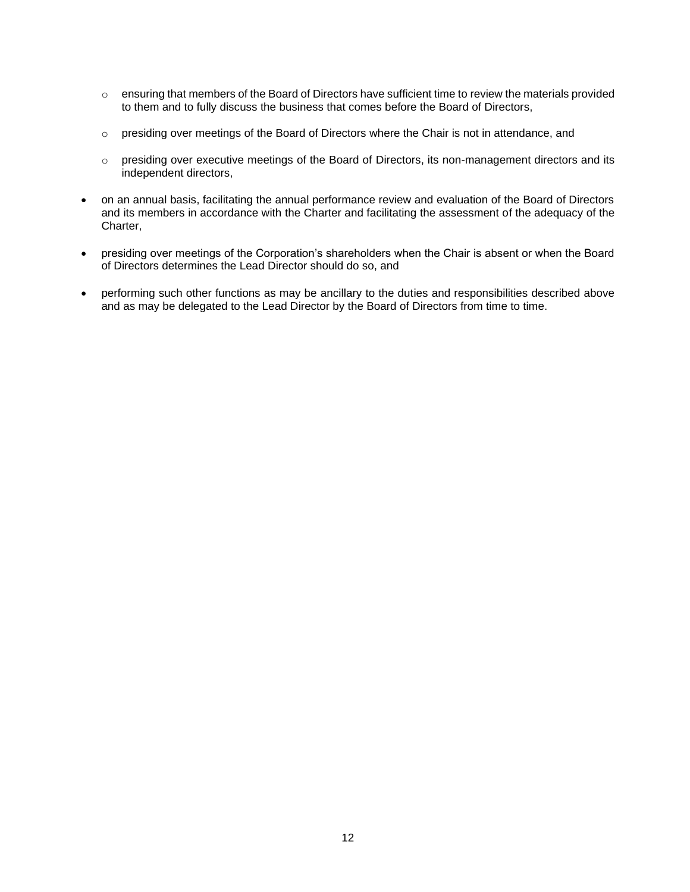- ensuring that members of the Board of Directors have sufficient time to review the materials provided to them and to fully discuss the business that comes before the Board of Directors,
  - presiding over meetings of the Board of Directors where the Chair is not in attendance, and
  - presiding over executive meetings of the Board of Directors, its non-management directors and its independent directors,
- on an annual basis, facilitating the annual performance review and evaluation of the Board of Directors and its members in accordance with the Charter and facilitating the assessment of the adequacy of the Charter,
- presiding over meetings of the Corporation's shareholders when the Chair is absent or when the Board of Directors determines the Lead Director should do so, and
- performing such other functions as may be ancillary to the duties and responsibilities described above and as may be delegated to the Lead Director by the Board of Directors from time to time.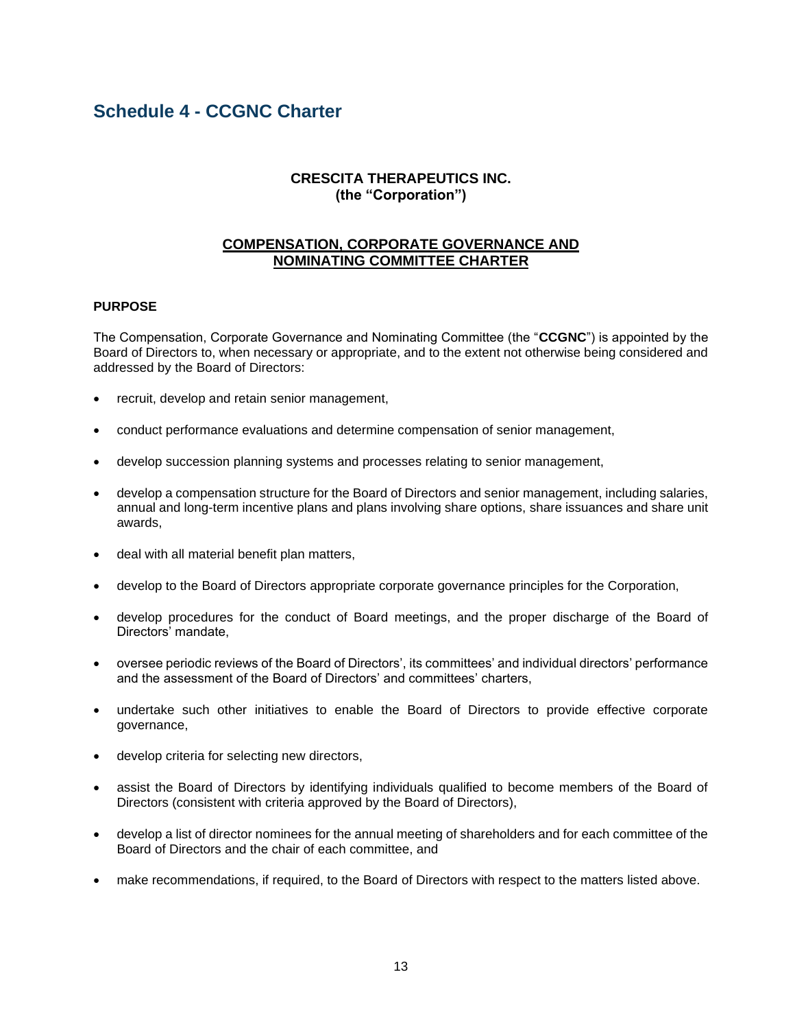# Schedule 4 - CCGNC Charter

**CRESCITA THERAPEUTICS INC.**
**(the "Corporation")**

## COMPENSATION, CORPORATE GOVERNANCE AND NOMINATING COMMITTEE CHARTER

### PURPOSE

The Compensation, Corporate Governance and Nominating Committee (the "**CCGNC**") is appointed by the Board of Directors to, when necessary or appropriate, and to the extent not otherwise being considered and addressed by the Board of Directors:

- recruit, develop and retain senior management,
- conduct performance evaluations and determine compensation of senior management,
- develop succession planning systems and processes relating to senior management,
- develop a compensation structure for the Board of Directors and senior management, including salaries, annual and long-term incentive plans and plans involving share options, share issuances and share unit awards,
- deal with all material benefit plan matters,
- develop to the Board of Directors appropriate corporate governance principles for the Corporation,
- develop procedures for the conduct of Board meetings, and the proper discharge of the Board of Directors' mandate,
- oversee periodic reviews of the Board of Directors', its committees' and individual directors' performance and the assessment of the Board of Directors' and committees' charters,
- undertake such other initiatives to enable the Board of Directors to provide effective corporate governance,
- develop criteria for selecting new directors,
- assist the Board of Directors by identifying individuals qualified to become members of the Board of Directors (consistent with criteria approved by the Board of Directors),
- develop a list of director nominees for the annual meeting of shareholders and for each committee of the Board of Directors and the chair of each committee, and
- make recommendations, if required, to the Board of Directors with respect to the matters listed above.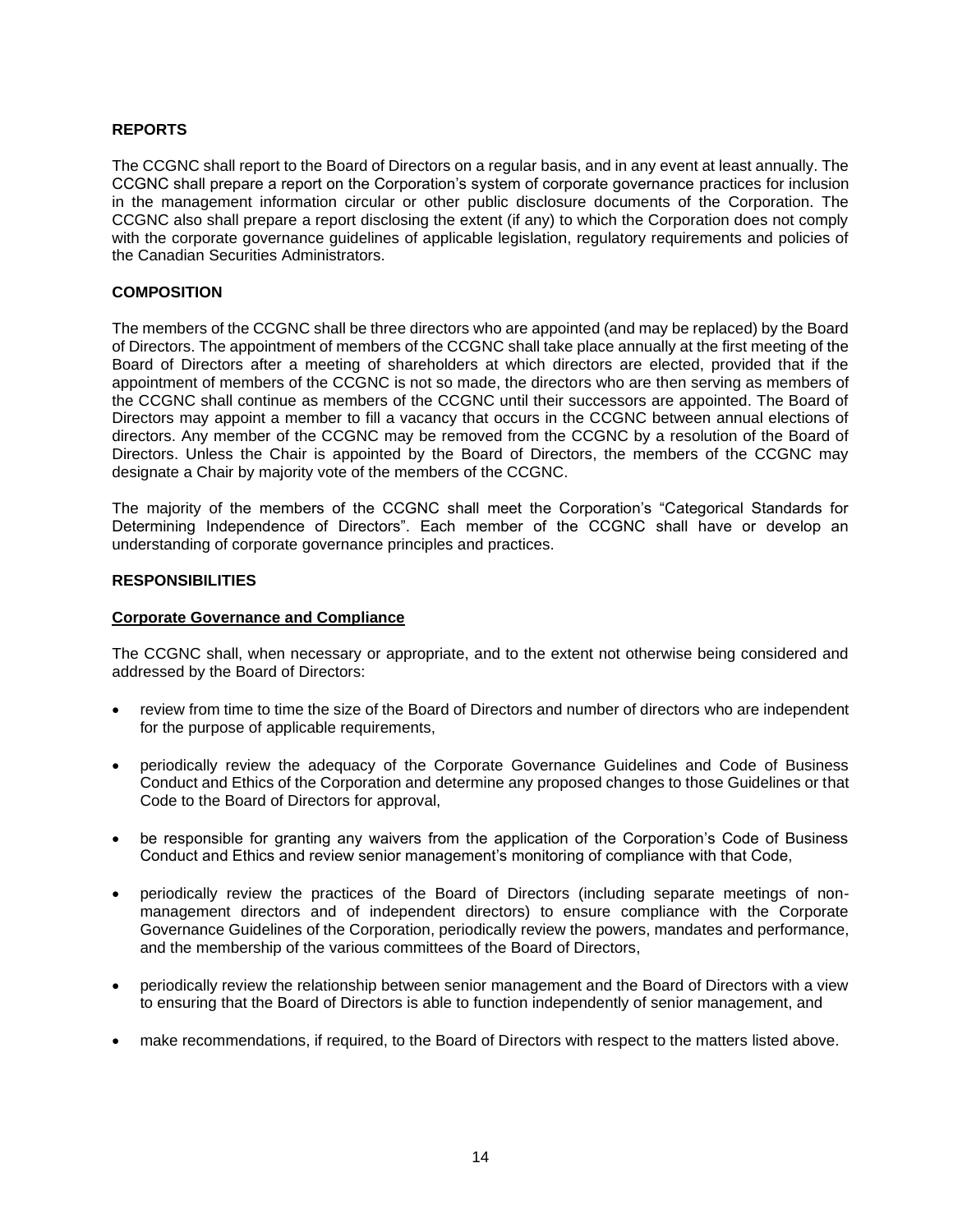## REPORTS

The CCGNC shall report to the Board of Directors on a regular basis, and in any event at least annually. The CCGNC shall prepare a report on the Corporation's system of corporate governance practices for inclusion in the management information circular or other public disclosure documents of the Corporation. The CCGNC also shall prepare a report disclosing the extent (if any) to which the Corporation does not comply with the corporate governance guidelines of applicable legislation, regulatory requirements and policies of the Canadian Securities Administrators.

## COMPOSITION

The members of the CCGNC shall be three directors who are appointed (and may be replaced) by the Board of Directors. The appointment of members of the CCGNC shall take place annually at the first meeting of the Board of Directors after a meeting of shareholders at which directors are elected, provided that if the appointment of members of the CCGNC is not so made, the directors who are then serving as members of the CCGNC shall continue as members of the CCGNC until their successors are appointed. The Board of Directors may appoint a member to fill a vacancy that occurs in the CCGNC between annual elections of directors. Any member of the CCGNC may be removed from the CCGNC by a resolution of the Board of Directors. Unless the Chair is appointed by the Board of Directors, the members of the CCGNC may designate a Chair by majority vote of the members of the CCGNC.

The majority of the members of the CCGNC shall meet the Corporation's "Categorical Standards for Determining Independence of Directors". Each member of the CCGNC shall have or develop an understanding of corporate governance principles and practices.

## RESPONSIBILITIES

### Corporate Governance and Compliance

The CCGNC shall, when necessary or appropriate, and to the extent not otherwise being considered and addressed by the Board of Directors:

- review from time to time the size of the Board of Directors and number of directors who are independent for the purpose of applicable requirements,
- periodically review the adequacy of the Corporate Governance Guidelines and Code of Business Conduct and Ethics of the Corporation and determine any proposed changes to those Guidelines or that Code to the Board of Directors for approval,
- be responsible for granting any waivers from the application of the Corporation's Code of Business Conduct and Ethics and review senior management's monitoring of compliance with that Code,
- periodically review the practices of the Board of Directors (including separate meetings of non-management directors and of independent directors) to ensure compliance with the Corporate Governance Guidelines of the Corporation, periodically review the powers, mandates and performance, and the membership of the various committees of the Board of Directors,
- periodically review the relationship between senior management and the Board of Directors with a view to ensuring that the Board of Directors is able to function independently of senior management, and
- make recommendations, if required, to the Board of Directors with respect to the matters listed above.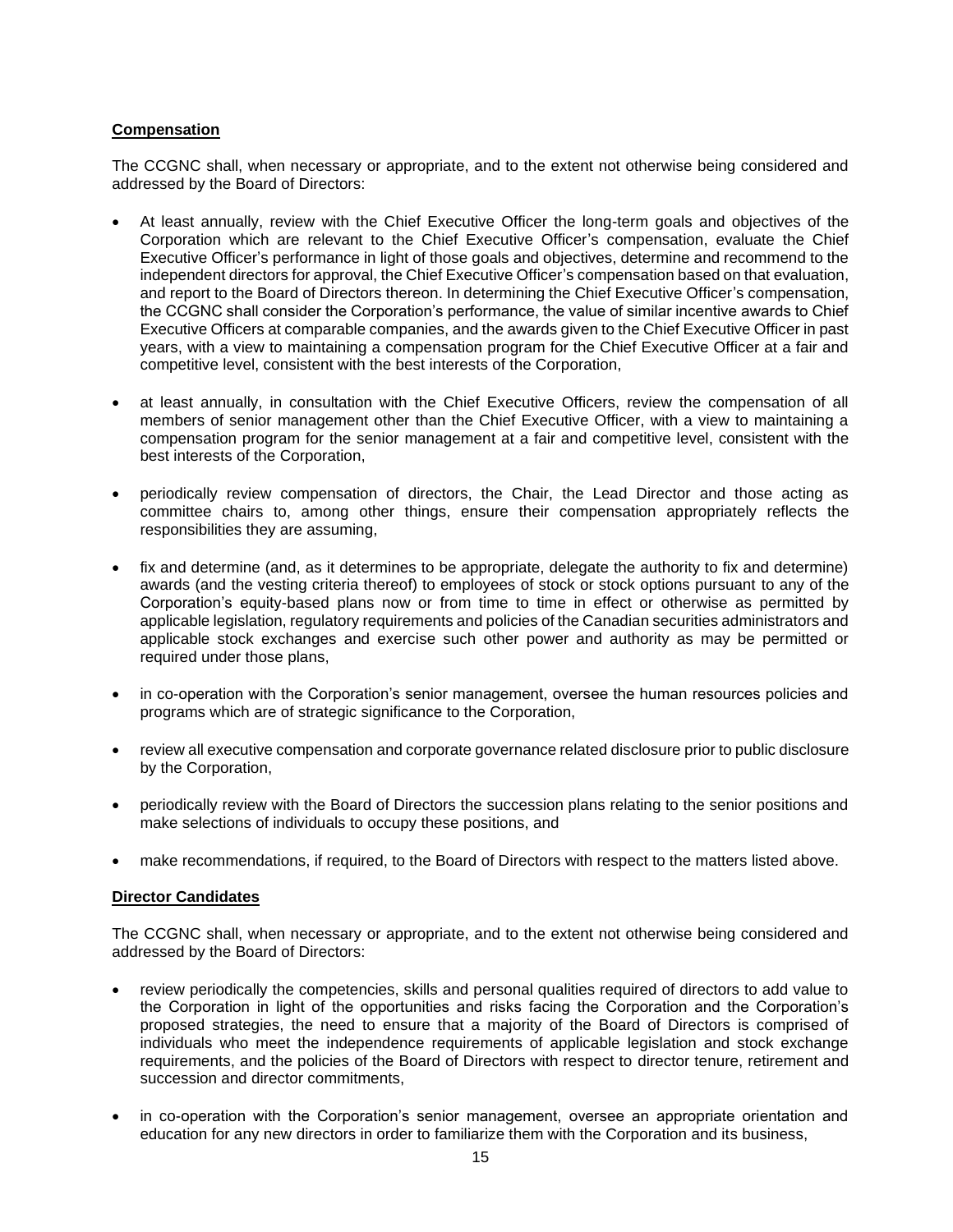**Compensation**

The CCGNC shall, when necessary or appropriate, and to the extent not otherwise being considered and addressed by the Board of Directors:

- At least annually, review with the Chief Executive Officer the long-term goals and objectives of the Corporation which are relevant to the Chief Executive Officer's compensation, evaluate the Chief Executive Officer's performance in light of those goals and objectives, determine and recommend to the independent directors for approval, the Chief Executive Officer's compensation based on that evaluation, and report to the Board of Directors thereon. In determining the Chief Executive Officer's compensation, the CCGNC shall consider the Corporation's performance, the value of similar incentive awards to Chief Executive Officers at comparable companies, and the awards given to the Chief Executive Officer in past years, with a view to maintaining a compensation program for the Chief Executive Officer at a fair and competitive level, consistent with the best interests of the Corporation,

- at least annually, in consultation with the Chief Executive Officers, review the compensation of all members of senior management other than the Chief Executive Officer, with a view to maintaining a compensation program for the senior management at a fair and competitive level, consistent with the best interests of the Corporation,

- periodically review compensation of directors, the Chair, the Lead Director and those acting as committee chairs to, among other things, ensure their compensation appropriately reflects the responsibilities they are assuming,

- fix and determine (and, as it determines to be appropriate, delegate the authority to fix and determine) awards (and the vesting criteria thereof) to employees of stock or stock options pursuant to any of the Corporation's equity-based plans now or from time to time in effect or otherwise as permitted by applicable legislation, regulatory requirements and policies of the Canadian securities administrators and applicable stock exchanges and exercise such other power and authority as may be permitted or required under those plans,

- in co-operation with the Corporation's senior management, oversee the human resources policies and programs which are of strategic significance to the Corporation,

- review all executive compensation and corporate governance related disclosure prior to public disclosure by the Corporation,

- periodically review with the Board of Directors the succession plans relating to the senior positions and make selections of individuals to occupy these positions, and

- make recommendations, if required, to the Board of Directors with respect to the matters listed above.

**Director Candidates**

The CCGNC shall, when necessary or appropriate, and to the extent not otherwise being considered and addressed by the Board of Directors:

- review periodically the competencies, skills and personal qualities required of directors to add value to the Corporation in light of the opportunities and risks facing the Corporation and the Corporation's proposed strategies, the need to ensure that a majority of the Board of Directors is comprised of individuals who meet the independence requirements of applicable legislation and stock exchange requirements, and the policies of the Board of Directors with respect to director tenure, retirement and succession and director commitments,

- in co-operation with the Corporation's senior management, oversee an appropriate orientation and education for any new directors in order to familiarize them with the Corporation and its business,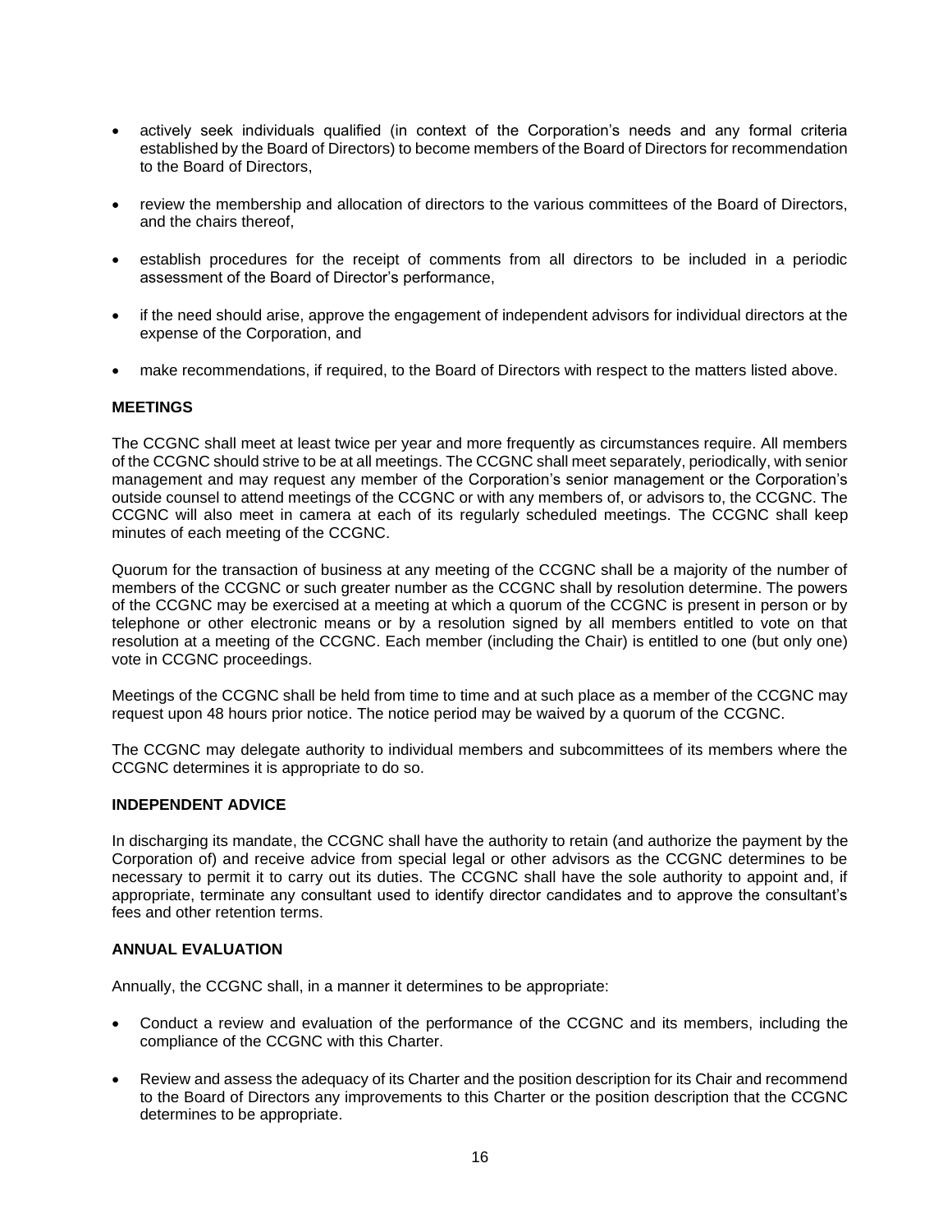- actively seek individuals qualified (in context of the Corporation's needs and any formal criteria established by the Board of Directors) to become members of the Board of Directors for recommendation to the Board of Directors,
- review the membership and allocation of directors to the various committees of the Board of Directors, and the chairs thereof,
- establish procedures for the receipt of comments from all directors to be included in a periodic assessment of the Board of Director's performance,
- if the need should arise, approve the engagement of independent advisors for individual directors at the expense of the Corporation, and
- make recommendations, if required, to the Board of Directors with respect to the matters listed above.

## MEETINGS

The CCGNC shall meet at least twice per year and more frequently as circumstances require. All members of the CCGNC should strive to be at all meetings. The CCGNC shall meet separately, periodically, with senior management and may request any member of the Corporation's senior management or the Corporation's outside counsel to attend meetings of the CCGNC or with any members of, or advisors to, the CCGNC. The CCGNC will also meet in camera at each of its regularly scheduled meetings. The CCGNC shall keep minutes of each meeting of the CCGNC.

Quorum for the transaction of business at any meeting of the CCGNC shall be a majority of the number of members of the CCGNC or such greater number as the CCGNC shall by resolution determine. The powers of the CCGNC may be exercised at a meeting at which a quorum of the CCGNC is present in person or by telephone or other electronic means or by a resolution signed by all members entitled to vote on that resolution at a meeting of the CCGNC. Each member (including the Chair) is entitled to one (but only one) vote in CCGNC proceedings.

Meetings of the CCGNC shall be held from time to time and at such place as a member of the CCGNC may request upon 48 hours prior notice. The notice period may be waived by a quorum of the CCGNC.

The CCGNC may delegate authority to individual members and subcommittees of its members where the CCGNC determines it is appropriate to do so.

## INDEPENDENT ADVICE

In discharging its mandate, the CCGNC shall have the authority to retain (and authorize the payment by the Corporation of) and receive advice from special legal or other advisors as the CCGNC determines to be necessary to permit it to carry out its duties. The CCGNC shall have the sole authority to appoint and, if appropriate, terminate any consultant used to identify director candidates and to approve the consultant's fees and other retention terms.

## ANNUAL EVALUATION

Annually, the CCGNC shall, in a manner it determines to be appropriate:

- Conduct a review and evaluation of the performance of the CCGNC and its members, including the compliance of the CCGNC with this Charter.
- Review and assess the adequacy of its Charter and the position description for its Chair and recommend to the Board of Directors any improvements to this Charter or the position description that the CCGNC determines to be appropriate.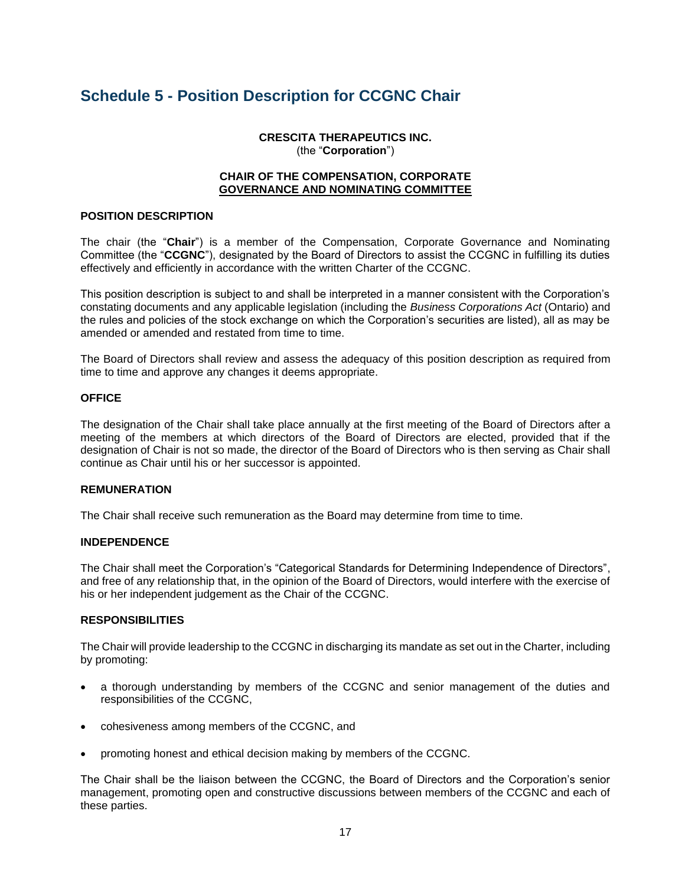## Schedule 5 - Position Description for CCGNC Chair

**CRESCITA THERAPEUTICS INC.**
(the "**Corporation**")

**CHAIR OF THE COMPENSATION, CORPORATE GOVERNANCE AND NOMINATING COMMITTEE**

**POSITION DESCRIPTION**

The chair (the "**Chair**") is a member of the Compensation, Corporate Governance and Nominating Committee (the "**CCGNC**"), designated by the Board of Directors to assist the CCGNC in fulfilling its duties effectively and efficiently in accordance with the written Charter of the CCGNC.

This position description is subject to and shall be interpreted in a manner consistent with the Corporation's constating documents and any applicable legislation (including the *Business Corporations Act* (Ontario) and the rules and policies of the stock exchange on which the Corporation's securities are listed), all as may be amended or amended and restated from time to time.

The Board of Directors shall review and assess the adequacy of this position description as required from time to time and approve any changes it deems appropriate.

**OFFICE**

The designation of the Chair shall take place annually at the first meeting of the Board of Directors after a meeting of the members at which directors of the Board of Directors are elected, provided that if the designation of Chair is not so made, the director of the Board of Directors who is then serving as Chair shall continue as Chair until his or her successor is appointed.

**REMUNERATION**

The Chair shall receive such remuneration as the Board may determine from time to time.

**INDEPENDENCE**

The Chair shall meet the Corporation's "Categorical Standards for Determining Independence of Directors", and free of any relationship that, in the opinion of the Board of Directors, would interfere with the exercise of his or her independent judgement as the Chair of the CCGNC.

**RESPONSIBILITIES**

The Chair will provide leadership to the CCGNC in discharging its mandate as set out in the Charter, including by promoting:

- a thorough understanding by members of the CCGNC and senior management of the duties and responsibilities of the CCGNC,
- cohesiveness among members of the CCGNC, and
- promoting honest and ethical decision making by members of the CCGNC.

The Chair shall be the liaison between the CCGNC, the Board of Directors and the Corporation's senior management, promoting open and constructive discussions between members of the CCGNC and each of these parties.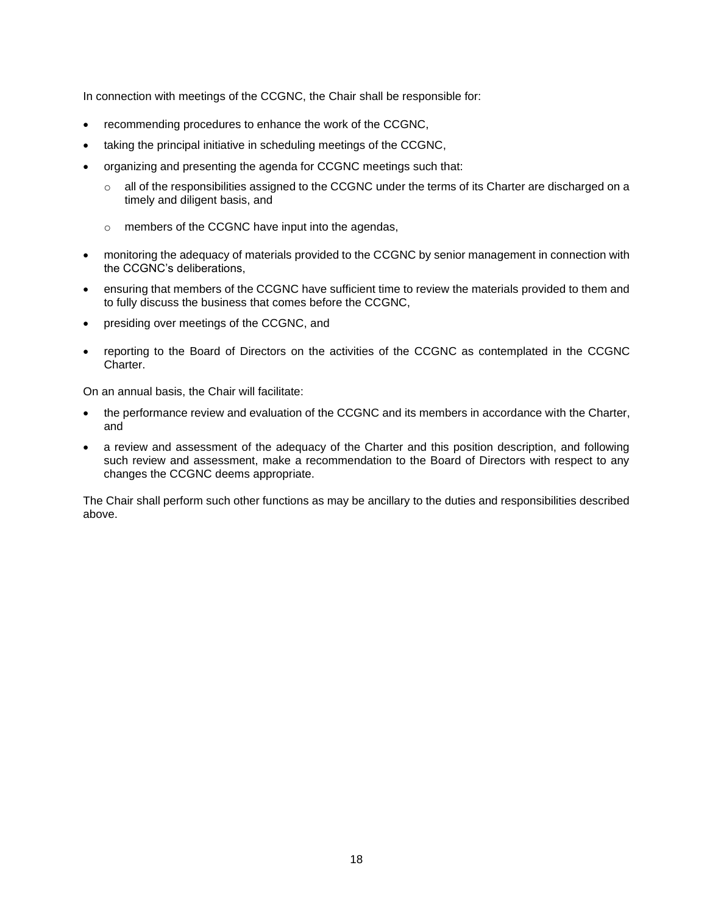In connection with meetings of the CCGNC, the Chair shall be responsible for:

- recommending procedures to enhance the work of the CCGNC,
- taking the principal initiative in scheduling meetings of the CCGNC,
- organizing and presenting the agenda for CCGNC meetings such that:
  - all of the responsibilities assigned to the CCGNC under the terms of its Charter are discharged on a timely and diligent basis, and
  - members of the CCGNC have input into the agendas,
- monitoring the adequacy of materials provided to the CCGNC by senior management in connection with the CCGNC's deliberations,
- ensuring that members of the CCGNC have sufficient time to review the materials provided to them and to fully discuss the business that comes before the CCGNC,
- presiding over meetings of the CCGNC, and
- reporting to the Board of Directors on the activities of the CCGNC as contemplated in the CCGNC Charter.

On an annual basis, the Chair will facilitate:

- the performance review and evaluation of the CCGNC and its members in accordance with the Charter, and
- a review and assessment of the adequacy of the Charter and this position description, and following such review and assessment, make a recommendation to the Board of Directors with respect to any changes the CCGNC deems appropriate.

The Chair shall perform such other functions as may be ancillary to the duties and responsibilities described above.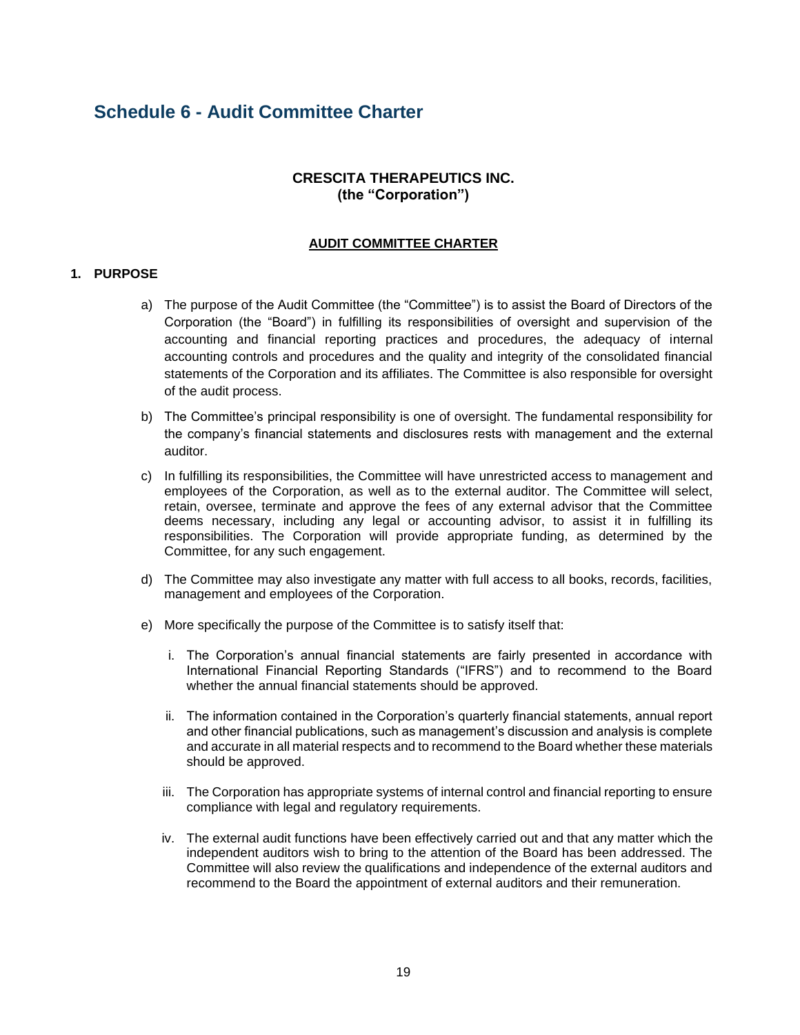# Schedule 6 - Audit Committee Charter

**CRESCITA THERAPEUTICS INC.**
**(the "Corporation")**

**AUDIT COMMITTEE CHARTER**

## 1. PURPOSE

a) The purpose of the Audit Committee (the "Committee") is to assist the Board of Directors of the Corporation (the "Board") in fulfilling its responsibilities of oversight and supervision of the accounting and financial reporting practices and procedures, the adequacy of internal accounting controls and procedures and the quality and integrity of the consolidated financial statements of the Corporation and its affiliates. The Committee is also responsible for oversight of the audit process.

b) The Committee's principal responsibility is one of oversight. The fundamental responsibility for the company's financial statements and disclosures rests with management and the external auditor.

c) In fulfilling its responsibilities, the Committee will have unrestricted access to management and employees of the Corporation, as well as to the external auditor. The Committee will select, retain, oversee, terminate and approve the fees of any external advisor that the Committee deems necessary, including any legal or accounting advisor, to assist it in fulfilling its responsibilities. The Corporation will provide appropriate funding, as determined by the Committee, for any such engagement.

d) The Committee may also investigate any matter with full access to all books, records, facilities, management and employees of the Corporation.

e) More specifically the purpose of the Committee is to satisfy itself that:

   i. The Corporation's annual financial statements are fairly presented in accordance with International Financial Reporting Standards ("IFRS") and to recommend to the Board whether the annual financial statements should be approved.

   ii. The information contained in the Corporation's quarterly financial statements, annual report and other financial publications, such as management's discussion and analysis is complete and accurate in all material respects and to recommend to the Board whether these materials should be approved.

   iii. The Corporation has appropriate systems of internal control and financial reporting to ensure compliance with legal and regulatory requirements.

   iv. The external audit functions have been effectively carried out and that any matter which the independent auditors wish to bring to the attention of the Board has been addressed. The Committee will also review the qualifications and independence of the external auditors and recommend to the Board the appointment of external auditors and their remuneration.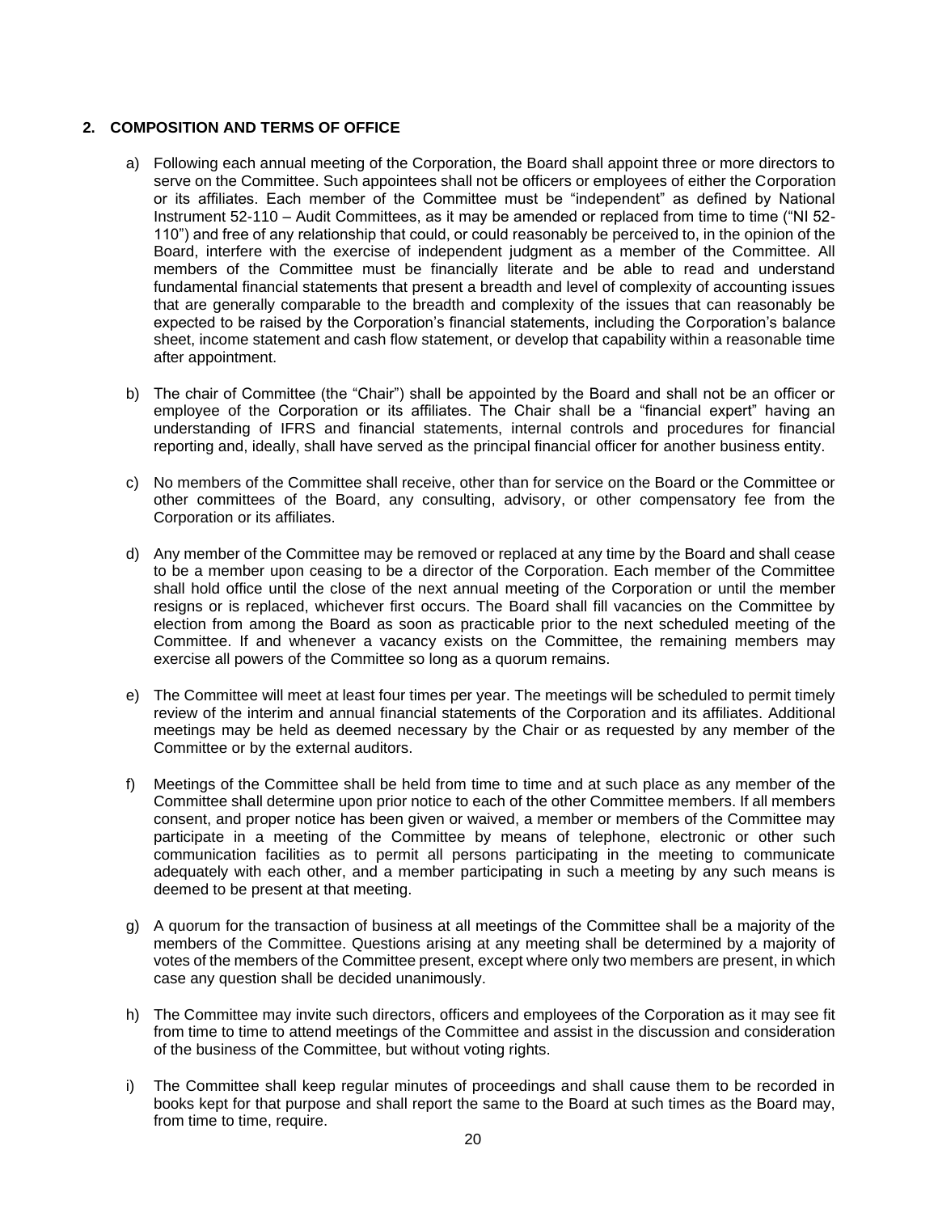## 2. COMPOSITION AND TERMS OF OFFICE

a) Following each annual meeting of the Corporation, the Board shall appoint three or more directors to serve on the Committee. Such appointees shall not be officers or employees of either the Corporation or its affiliates. Each member of the Committee must be "independent" as defined by National Instrument 52-110 – Audit Committees, as it may be amended or replaced from time to time ("NI 52-110") and free of any relationship that could, or could reasonably be perceived to, in the opinion of the Board, interfere with the exercise of independent judgment as a member of the Committee. All members of the Committee must be financially literate and be able to read and understand fundamental financial statements that present a breadth and level of complexity of accounting issues that are generally comparable to the breadth and complexity of the issues that can reasonably be expected to be raised by the Corporation's financial statements, including the Corporation's balance sheet, income statement and cash flow statement, or develop that capability within a reasonable time after appointment.

b) The chair of Committee (the "Chair") shall be appointed by the Board and shall not be an officer or employee of the Corporation or its affiliates. The Chair shall be a "financial expert" having an understanding of IFRS and financial statements, internal controls and procedures for financial reporting and, ideally, shall have served as the principal financial officer for another business entity.

c) No members of the Committee shall receive, other than for service on the Board or the Committee or other committees of the Board, any consulting, advisory, or other compensatory fee from the Corporation or its affiliates.

d) Any member of the Committee may be removed or replaced at any time by the Board and shall cease to be a member upon ceasing to be a director of the Corporation. Each member of the Committee shall hold office until the close of the next annual meeting of the Corporation or until the member resigns or is replaced, whichever first occurs. The Board shall fill vacancies on the Committee by election from among the Board as soon as practicable prior to the next scheduled meeting of the Committee. If and whenever a vacancy exists on the Committee, the remaining members may exercise all powers of the Committee so long as a quorum remains.

e) The Committee will meet at least four times per year. The meetings will be scheduled to permit timely review of the interim and annual financial statements of the Corporation and its affiliates. Additional meetings may be held as deemed necessary by the Chair or as requested by any member of the Committee or by the external auditors.

f) Meetings of the Committee shall be held from time to time and at such place as any member of the Committee shall determine upon prior notice to each of the other Committee members. If all members consent, and proper notice has been given or waived, a member or members of the Committee may participate in a meeting of the Committee by means of telephone, electronic or other such communication facilities as to permit all persons participating in the meeting to communicate adequately with each other, and a member participating in such a meeting by any such means is deemed to be present at that meeting.

g) A quorum for the transaction of business at all meetings of the Committee shall be a majority of the members of the Committee. Questions arising at any meeting shall be determined by a majority of votes of the members of the Committee present, except where only two members are present, in which case any question shall be decided unanimously.

h) The Committee may invite such directors, officers and employees of the Corporation as it may see fit from time to time to attend meetings of the Committee and assist in the discussion and consideration of the business of the Committee, but without voting rights.

i) The Committee shall keep regular minutes of proceedings and shall cause them to be recorded in books kept for that purpose and shall report the same to the Board at such times as the Board may, from time to time, require.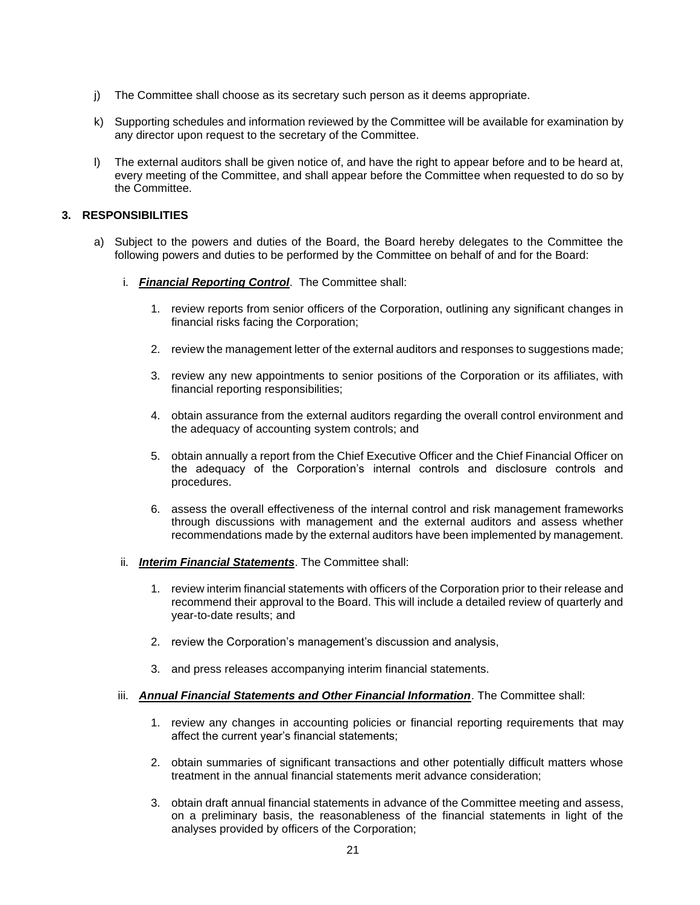j) The Committee shall choose as its secretary such person as it deems appropriate.

k) Supporting schedules and information reviewed by the Committee will be available for examination by any director upon request to the secretary of the Committee.

l) The external auditors shall be given notice of, and have the right to appear before and to be heard at, every meeting of the Committee, and shall appear before the Committee when requested to do so by the Committee.

## 3. RESPONSIBILITIES

a) Subject to the powers and duties of the Board, the Board hereby delegates to the Committee the following powers and duties to be performed by the Committee on behalf of and for the Board:

   i. ***Financial Reporting Control***. The Committee shall:

      1. review reports from senior officers of the Corporation, outlining any significant changes in financial risks facing the Corporation;

      2. review the management letter of the external auditors and responses to suggestions made;

      3. review any new appointments to senior positions of the Corporation or its affiliates, with financial reporting responsibilities;

      4. obtain assurance from the external auditors regarding the overall control environment and the adequacy of accounting system controls; and

      5. obtain annually a report from the Chief Executive Officer and the Chief Financial Officer on the adequacy of the Corporation's internal controls and disclosure controls and procedures.

      6. assess the overall effectiveness of the internal control and risk management frameworks through discussions with management and the external auditors and assess whether recommendations made by the external auditors have been implemented by management.

   ii. ***Interim Financial Statements***. The Committee shall:

      1. review interim financial statements with officers of the Corporation prior to their release and recommend their approval to the Board. This will include a detailed review of quarterly and year-to-date results; and

      2. review the Corporation's management's discussion and analysis,

      3. and press releases accompanying interim financial statements.

   iii. ***Annual Financial Statements and Other Financial Information***. The Committee shall:

      1. review any changes in accounting policies or financial reporting requirements that may affect the current year's financial statements;

      2. obtain summaries of significant transactions and other potentially difficult matters whose treatment in the annual financial statements merit advance consideration;

      3. obtain draft annual financial statements in advance of the Committee meeting and assess, on a preliminary basis, the reasonableness of the financial statements in light of the analyses provided by officers of the Corporation;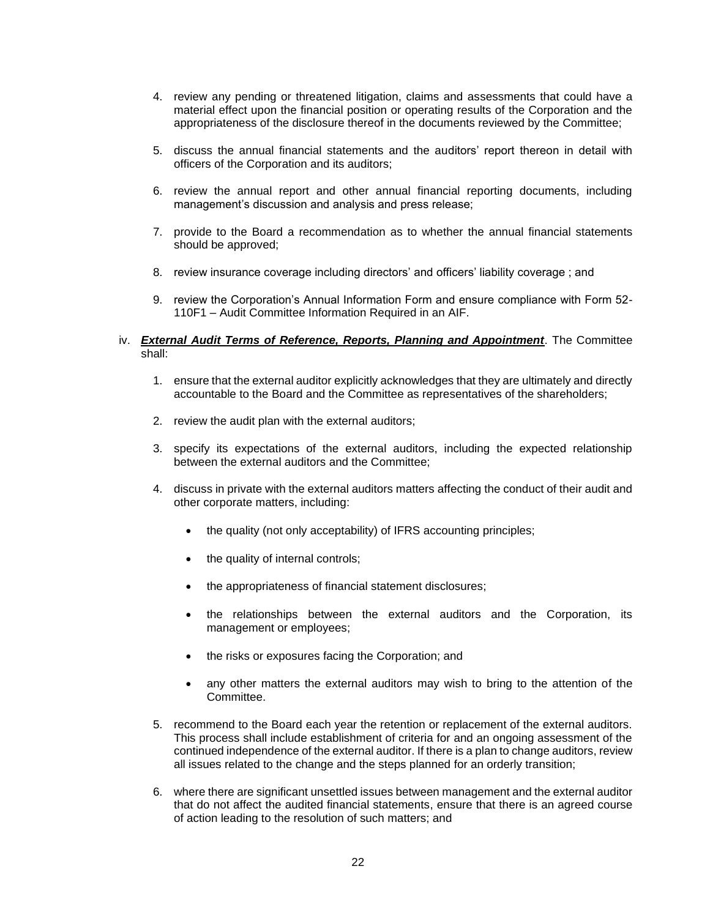4. review any pending or threatened litigation, claims and assessments that could have a material effect upon the financial position or operating results of the Corporation and the appropriateness of the disclosure thereof in the documents reviewed by the Committee;

5. discuss the annual financial statements and the auditors' report thereon in detail with officers of the Corporation and its auditors;

6. review the annual report and other annual financial reporting documents, including management's discussion and analysis and press release;

7. provide to the Board a recommendation as to whether the annual financial statements should be approved;

8. review insurance coverage including directors' and officers' liability coverage ; and

9. review the Corporation's Annual Information Form and ensure compliance with Form 52-110F1 – Audit Committee Information Required in an AIF.

iv. ***External Audit Terms of Reference, Reports, Planning and Appointment***. The Committee shall:

1. ensure that the external auditor explicitly acknowledges that they are ultimately and directly accountable to the Board and the Committee as representatives of the shareholders;

2. review the audit plan with the external auditors;

3. specify its expectations of the external auditors, including the expected relationship between the external auditors and the Committee;

4. discuss in private with the external auditors matters affecting the conduct of their audit and other corporate matters, including:

    - the quality (not only acceptability) of IFRS accounting principles;
    - the quality of internal controls;
    - the appropriateness of financial statement disclosures;
    - the relationships between the external auditors and the Corporation, its management or employees;
    - the risks or exposures facing the Corporation; and
    - any other matters the external auditors may wish to bring to the attention of the Committee.

5. recommend to the Board each year the retention or replacement of the external auditors. This process shall include establishment of criteria for and an ongoing assessment of the continued independence of the external auditor. If there is a plan to change auditors, review all issues related to the change and the steps planned for an orderly transition;

6. where there are significant unsettled issues between management and the external auditor that do not affect the audited financial statements, ensure that there is an agreed course of action leading to the resolution of such matters; and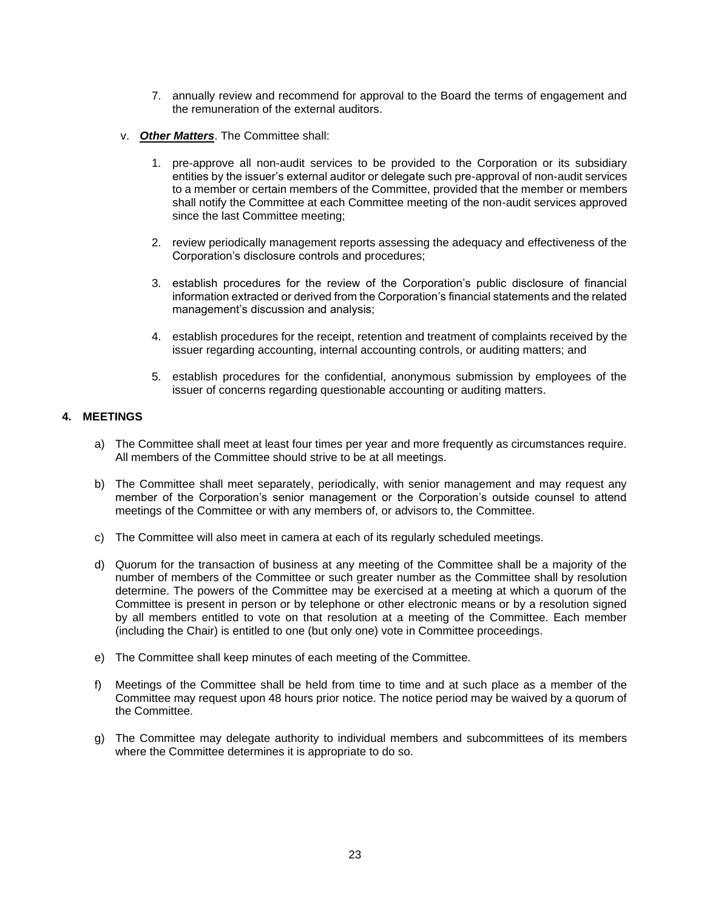7. annually review and recommend for approval to the Board the terms of engagement and the remuneration of the external auditors.

v. ***Other Matters***. The Committee shall:

1. pre-approve all non-audit services to be provided to the Corporation or its subsidiary entities by the issuer's external auditor or delegate such pre-approval of non-audit services to a member or certain members of the Committee, provided that the member or members shall notify the Committee at each Committee meeting of the non-audit services approved since the last Committee meeting;

2. review periodically management reports assessing the adequacy and effectiveness of the Corporation's disclosure controls and procedures;

3. establish procedures for the review of the Corporation's public disclosure of financial information extracted or derived from the Corporation's financial statements and the related management's discussion and analysis;

4. establish procedures for the receipt, retention and treatment of complaints received by the issuer regarding accounting, internal accounting controls, or auditing matters; and

5. establish procedures for the confidential, anonymous submission by employees of the issuer of concerns regarding questionable accounting or auditing matters.

## 4. MEETINGS

a) The Committee shall meet at least four times per year and more frequently as circumstances require. All members of the Committee should strive to be at all meetings.

b) The Committee shall meet separately, periodically, with senior management and may request any member of the Corporation's senior management or the Corporation's outside counsel to attend meetings of the Committee or with any members of, or advisors to, the Committee.

c) The Committee will also meet in camera at each of its regularly scheduled meetings.

d) Quorum for the transaction of business at any meeting of the Committee shall be a majority of the number of members of the Committee or such greater number as the Committee shall by resolution determine. The powers of the Committee may be exercised at a meeting at which a quorum of the Committee is present in person or by telephone or other electronic means or by a resolution signed by all members entitled to vote on that resolution at a meeting of the Committee. Each member (including the Chair) is entitled to one (but only one) vote in Committee proceedings.

e) The Committee shall keep minutes of each meeting of the Committee.

f) Meetings of the Committee shall be held from time to time and at such place as a member of the Committee may request upon 48 hours prior notice. The notice period may be waived by a quorum of the Committee.

g) The Committee may delegate authority to individual members and subcommittees of its members where the Committee determines it is appropriate to do so.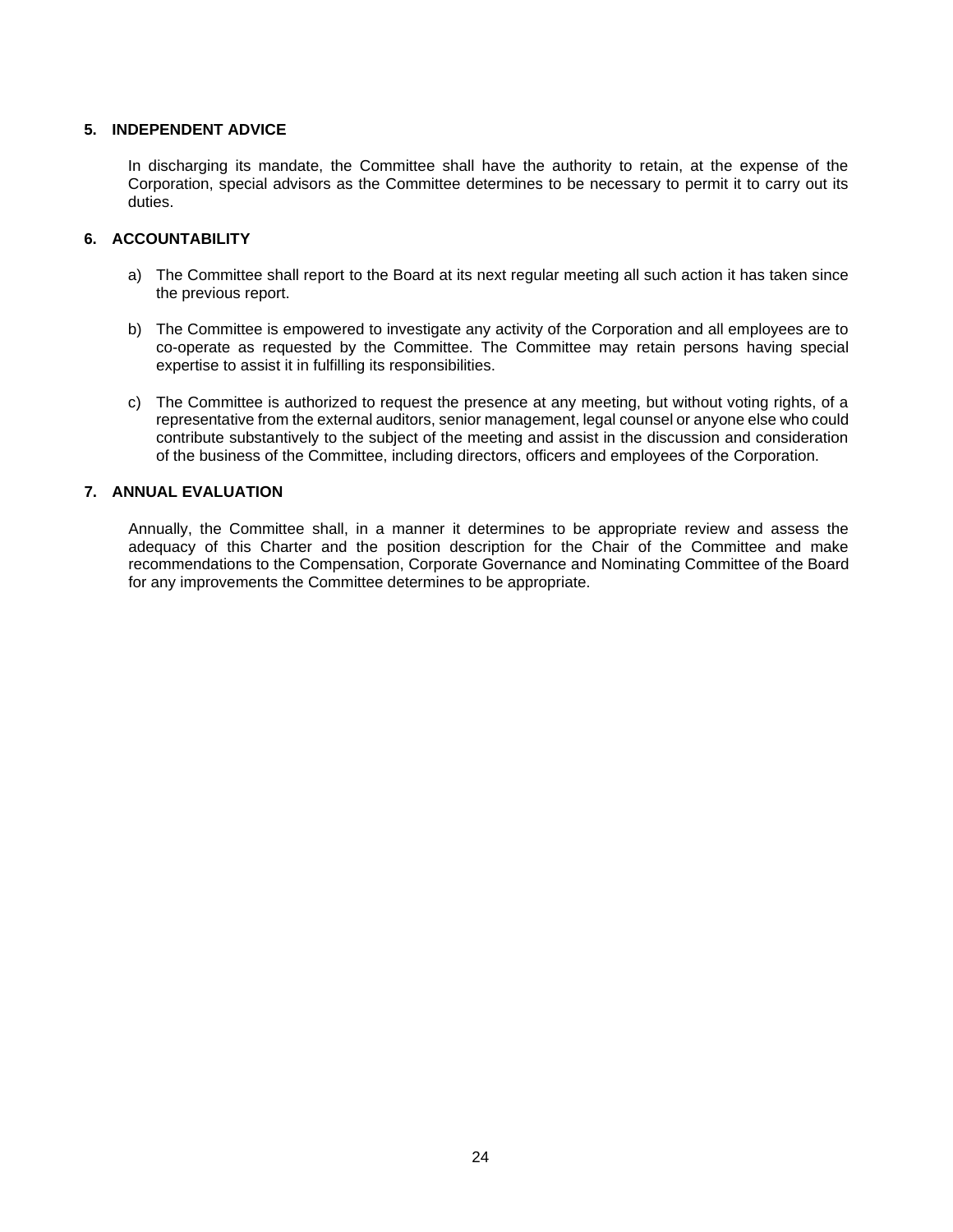## 5. INDEPENDENT ADVICE

In discharging its mandate, the Committee shall have the authority to retain, at the expense of the Corporation, special advisors as the Committee determines to be necessary to permit it to carry out its duties.

## 6. ACCOUNTABILITY

a) The Committee shall report to the Board at its next regular meeting all such action it has taken since the previous report.

b) The Committee is empowered to investigate any activity of the Corporation and all employees are to co-operate as requested by the Committee. The Committee may retain persons having special expertise to assist it in fulfilling its responsibilities.

c) The Committee is authorized to request the presence at any meeting, but without voting rights, of a representative from the external auditors, senior management, legal counsel or anyone else who could contribute substantively to the subject of the meeting and assist in the discussion and consideration of the business of the Committee, including directors, officers and employees of the Corporation.

## 7. ANNUAL EVALUATION

Annually, the Committee shall, in a manner it determines to be appropriate review and assess the adequacy of this Charter and the position description for the Chair of the Committee and make recommendations to the Compensation, Corporate Governance and Nominating Committee of the Board for any improvements the Committee determines to be appropriate.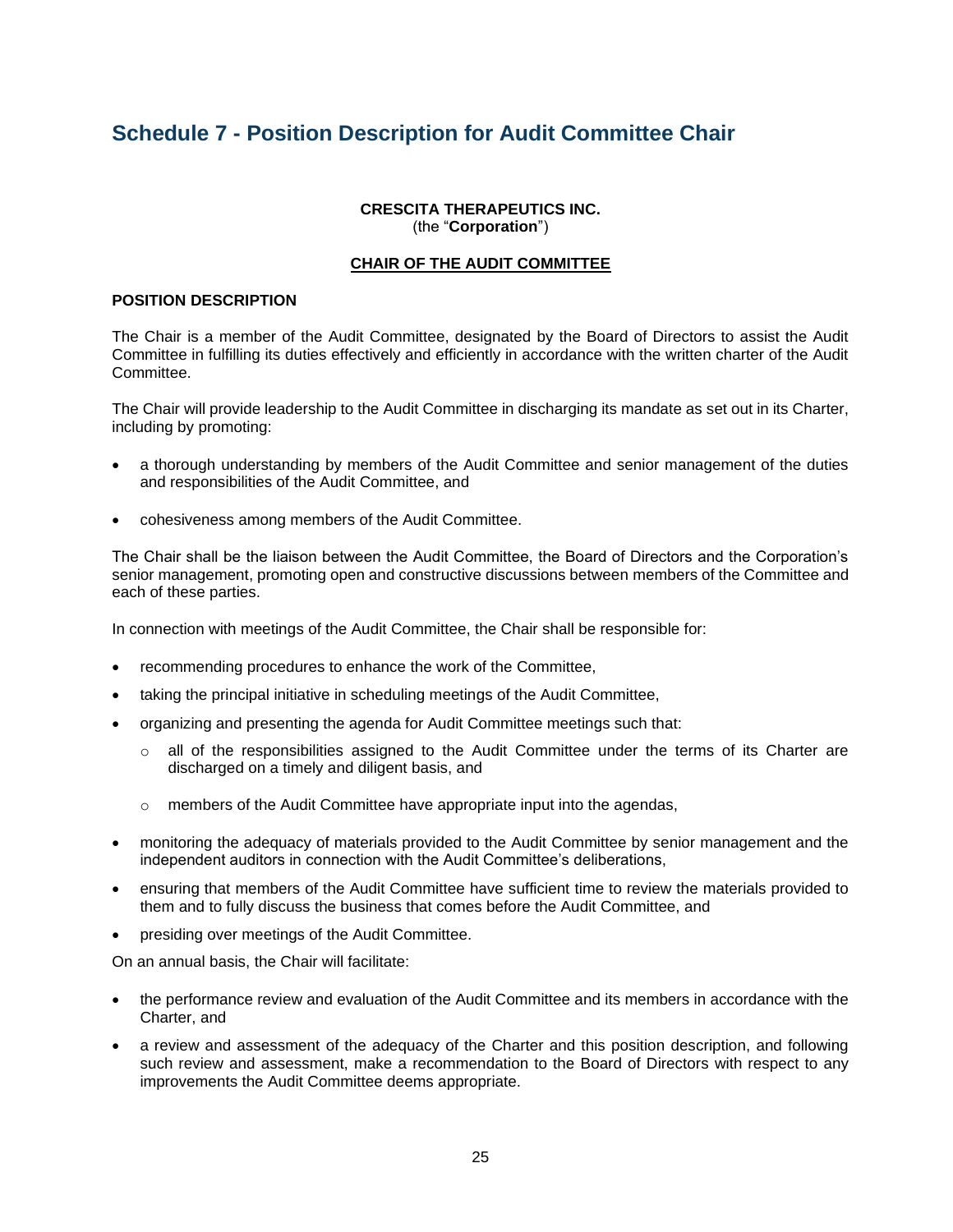# Schedule 7 - Position Description for Audit Committee Chair

**CRESCITA THERAPEUTICS INC.**
(the "**Corporation**")

**CHAIR OF THE AUDIT COMMITTEE**

**POSITION DESCRIPTION**

The Chair is a member of the Audit Committee, designated by the Board of Directors to assist the Audit Committee in fulfilling its duties effectively and efficiently in accordance with the written charter of the Audit Committee.

The Chair will provide leadership to the Audit Committee in discharging its mandate as set out in its Charter, including by promoting:

- a thorough understanding by members of the Audit Committee and senior management of the duties and responsibilities of the Audit Committee, and
- cohesiveness among members of the Audit Committee.

The Chair shall be the liaison between the Audit Committee, the Board of Directors and the Corporation's senior management, promoting open and constructive discussions between members of the Committee and each of these parties.

In connection with meetings of the Audit Committee, the Chair shall be responsible for:

- recommending procedures to enhance the work of the Committee,
- taking the principal initiative in scheduling meetings of the Audit Committee,
- organizing and presenting the agenda for Audit Committee meetings such that:
  - all of the responsibilities assigned to the Audit Committee under the terms of its Charter are discharged on a timely and diligent basis, and
  - members of the Audit Committee have appropriate input into the agendas,
- monitoring the adequacy of materials provided to the Audit Committee by senior management and the independent auditors in connection with the Audit Committee's deliberations,
- ensuring that members of the Audit Committee have sufficient time to review the materials provided to them and to fully discuss the business that comes before the Audit Committee, and
- presiding over meetings of the Audit Committee.

On an annual basis, the Chair will facilitate:

- the performance review and evaluation of the Audit Committee and its members in accordance with the Charter, and
- a review and assessment of the adequacy of the Charter and this position description, and following such review and assessment, make a recommendation to the Board of Directors with respect to any improvements the Audit Committee deems appropriate.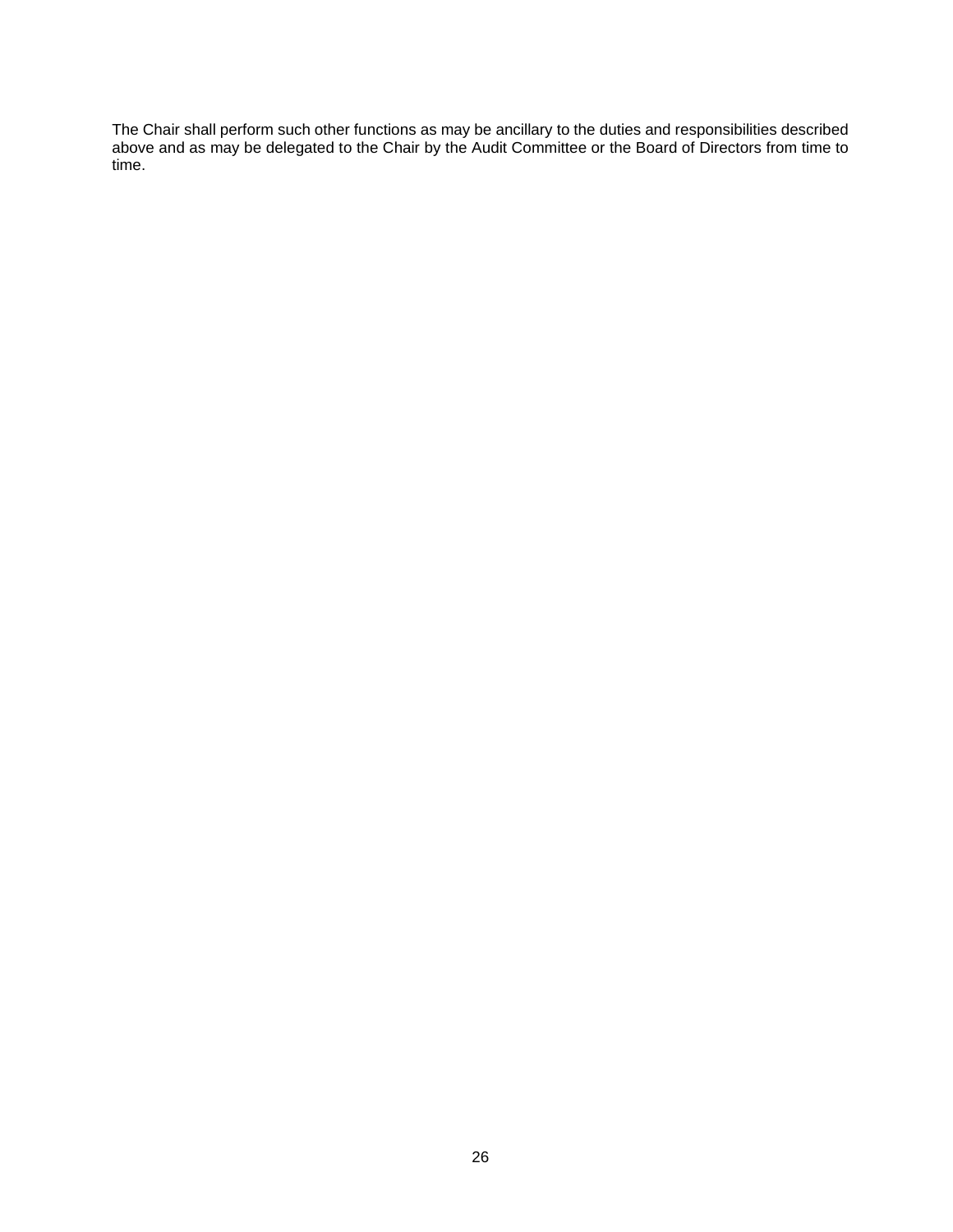The Chair shall perform such other functions as may be ancillary to the duties and responsibilities described above and as may be delegated to the Chair by the Audit Committee or the Board of Directors from time to time.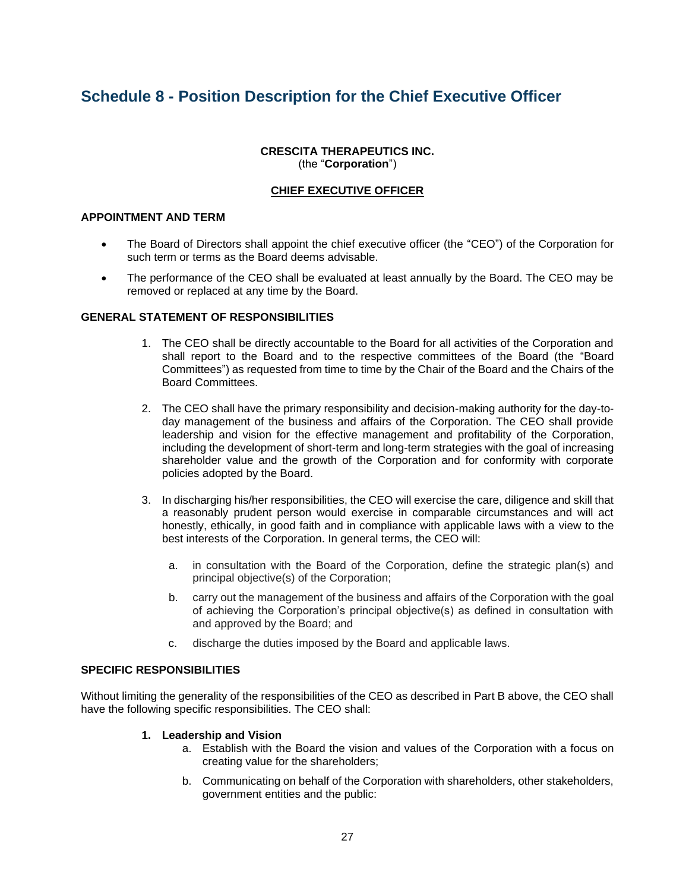## Schedule 8 - Position Description for the Chief Executive Officer

**CRESCITA THERAPEUTICS INC.**
(the "**Corporation**")

**CHIEF EXECUTIVE OFFICER**

**APPOINTMENT AND TERM**

- The Board of Directors shall appoint the chief executive officer (the "CEO") of the Corporation for such term or terms as the Board deems advisable.
- The performance of the CEO shall be evaluated at least annually by the Board. The CEO may be removed or replaced at any time by the Board.

**GENERAL STATEMENT OF RESPONSIBILITIES**

1. The CEO shall be directly accountable to the Board for all activities of the Corporation and shall report to the Board and to the respective committees of the Board (the "Board Committees") as requested from time to time by the Chair of the Board and the Chairs of the Board Committees.
2. The CEO shall have the primary responsibility and decision-making authority for the day-to-day management of the business and affairs of the Corporation. The CEO shall provide leadership and vision for the effective management and profitability of the Corporation, including the development of short-term and long-term strategies with the goal of increasing shareholder value and the growth of the Corporation and for conformity with corporate policies adopted by the Board.
3. In discharging his/her responsibilities, the CEO will exercise the care, diligence and skill that a reasonably prudent person would exercise in comparable circumstances and will act honestly, ethically, in good faith and in compliance with applicable laws with a view to the best interests of the Corporation. In general terms, the CEO will:
   a. in consultation with the Board of the Corporation, define the strategic plan(s) and principal objective(s) of the Corporation;
   b. carry out the management of the business and affairs of the Corporation with the goal of achieving the Corporation's principal objective(s) as defined in consultation with and approved by the Board; and
   c. discharge the duties imposed by the Board and applicable laws.

**SPECIFIC RESPONSIBILITIES**

Without limiting the generality of the responsibilities of the CEO as described in Part B above, the CEO shall have the following specific responsibilities. The CEO shall:

1. **Leadership and Vision**
   a. Establish with the Board the vision and values of the Corporation with a focus on creating value for the shareholders;
   b. Communicating on behalf of the Corporation with shareholders, other stakeholders, government entities and the public: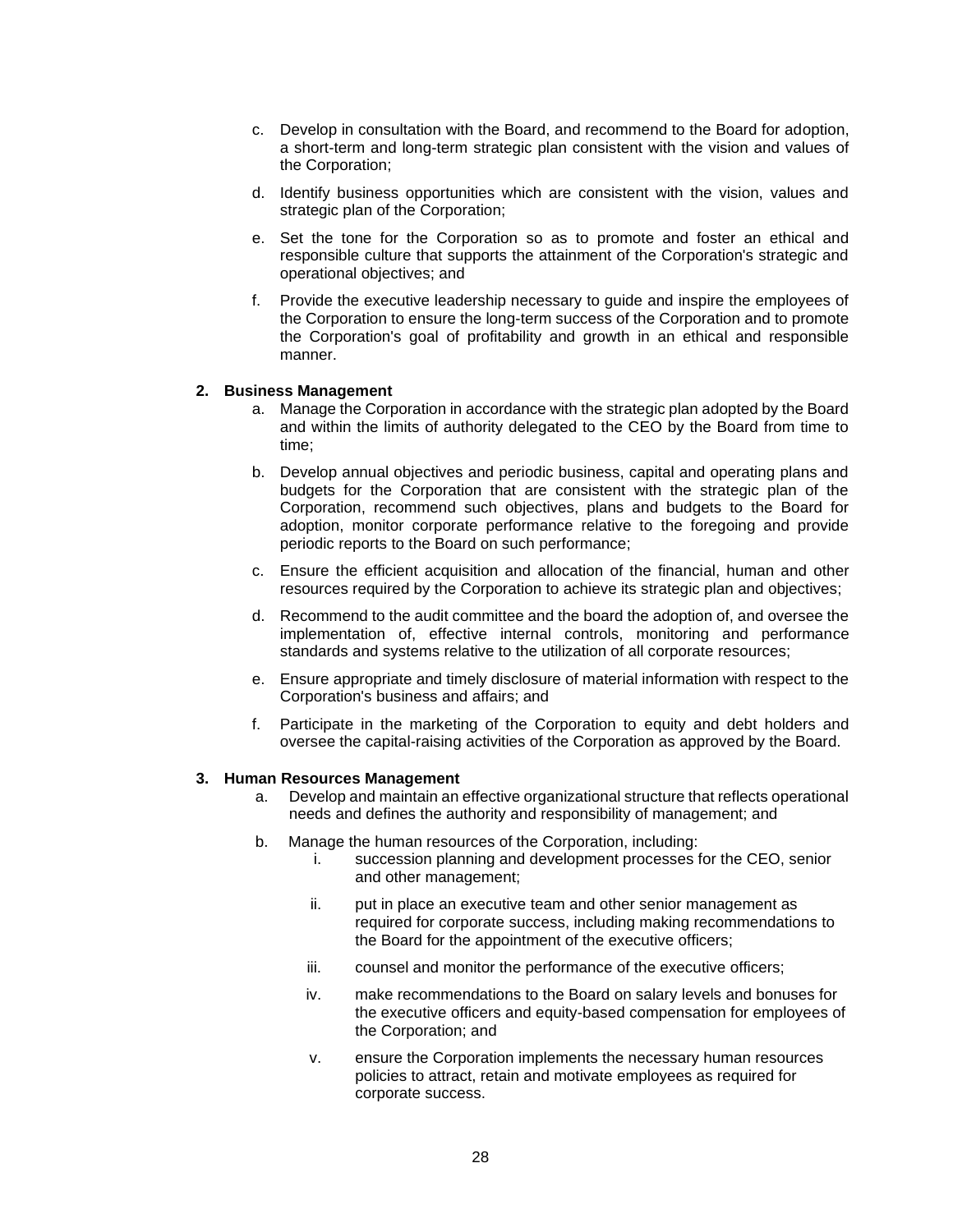c. Develop in consultation with the Board, and recommend to the Board for adoption, a short-term and long-term strategic plan consistent with the vision and values of the Corporation;

d. Identify business opportunities which are consistent with the vision, values and strategic plan of the Corporation;

e. Set the tone for the Corporation so as to promote and foster an ethical and responsible culture that supports the attainment of the Corporation's strategic and operational objectives; and

f. Provide the executive leadership necessary to guide and inspire the employees of the Corporation to ensure the long-term success of the Corporation and to promote the Corporation's goal of profitability and growth in an ethical and responsible manner.

**2. Business Management**

a. Manage the Corporation in accordance with the strategic plan adopted by the Board and within the limits of authority delegated to the CEO by the Board from time to time;

b. Develop annual objectives and periodic business, capital and operating plans and budgets for the Corporation that are consistent with the strategic plan of the Corporation, recommend such objectives, plans and budgets to the Board for adoption, monitor corporate performance relative to the foregoing and provide periodic reports to the Board on such performance;

c. Ensure the efficient acquisition and allocation of the financial, human and other resources required by the Corporation to achieve its strategic plan and objectives;

d. Recommend to the audit committee and the board the adoption of, and oversee the implementation of, effective internal controls, monitoring and performance standards and systems relative to the utilization of all corporate resources;

e. Ensure appropriate and timely disclosure of material information with respect to the Corporation's business and affairs; and

f. Participate in the marketing of the Corporation to equity and debt holders and oversee the capital-raising activities of the Corporation as approved by the Board.

**3. Human Resources Management**

a. Develop and maintain an effective organizational structure that reflects operational needs and defines the authority and responsibility of management; and

b. Manage the human resources of the Corporation, including:

   i. succession planning and development processes for the CEO, senior and other management;

   ii. put in place an executive team and other senior management as required for corporate success, including making recommendations to the Board for the appointment of the executive officers;

   iii. counsel and monitor the performance of the executive officers;

   iv. make recommendations to the Board on salary levels and bonuses for the executive officers and equity-based compensation for employees of the Corporation; and

   v. ensure the Corporation implements the necessary human resources policies to attract, retain and motivate employees as required for corporate success.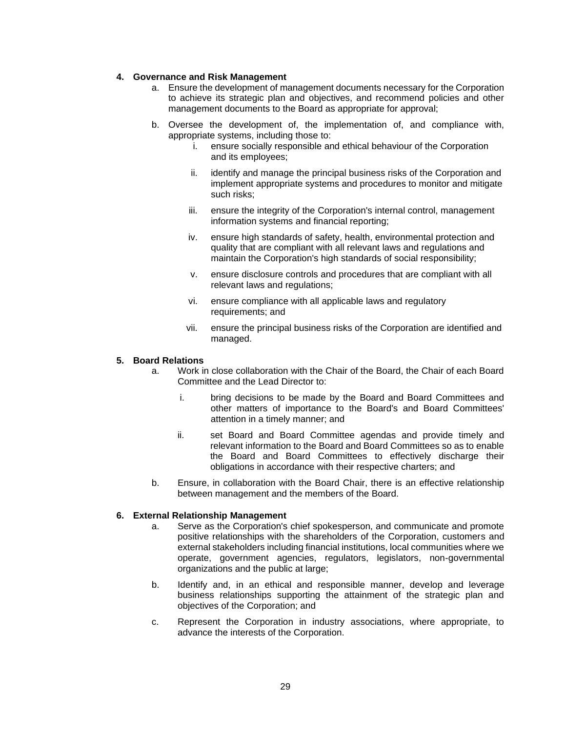**4. Governance and Risk Management**

a. Ensure the development of management documents necessary for the Corporation to achieve its strategic plan and objectives, and recommend policies and other management documents to the Board as appropriate for approval;

b. Oversee the development of, the implementation of, and compliance with, appropriate systems, including those to:

   i. ensure socially responsible and ethical behaviour of the Corporation and its employees;

   ii. identify and manage the principal business risks of the Corporation and implement appropriate systems and procedures to monitor and mitigate such risks;

   iii. ensure the integrity of the Corporation's internal control, management information systems and financial reporting;

   iv. ensure high standards of safety, health, environmental protection and quality that are compliant with all relevant laws and regulations and maintain the Corporation's high standards of social responsibility;

   v. ensure disclosure controls and procedures that are compliant with all relevant laws and regulations;

   vi. ensure compliance with all applicable laws and regulatory requirements; and

   vii. ensure the principal business risks of the Corporation are identified and managed.

**5. Board Relations**

a. Work in close collaboration with the Chair of the Board, the Chair of each Board Committee and the Lead Director to:

   i. bring decisions to be made by the Board and Board Committees and other matters of importance to the Board's and Board Committees' attention in a timely manner; and

   ii. set Board and Board Committee agendas and provide timely and relevant information to the Board and Board Committees so as to enable the Board and Board Committees to effectively discharge their obligations in accordance with their respective charters; and

b. Ensure, in collaboration with the Board Chair, there is an effective relationship between management and the members of the Board.

**6. External Relationship Management**

a. Serve as the Corporation's chief spokesperson, and communicate and promote positive relationships with the shareholders of the Corporation, customers and external stakeholders including financial institutions, local communities where we operate, government agencies, regulators, legislators, non-governmental organizations and the public at large;

b. Identify and, in an ethical and responsible manner, develop and leverage business relationships supporting the attainment of the strategic plan and objectives of the Corporation; and

c. Represent the Corporation in industry associations, where appropriate, to advance the interests of the Corporation.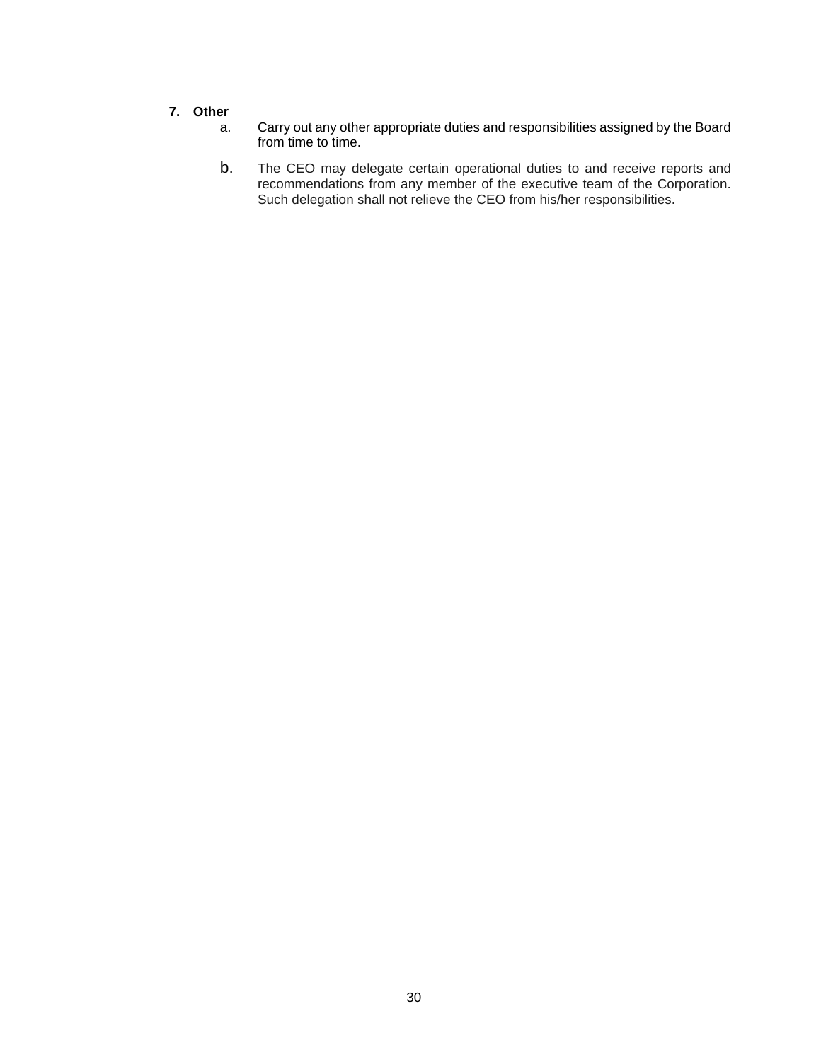**7. Other**

a. Carry out any other appropriate duties and responsibilities assigned by the Board from time to time.

b. The CEO may delegate certain operational duties to and receive reports and recommendations from any member of the executive team of the Corporation. Such delegation shall not relieve the CEO from his/her responsibilities.